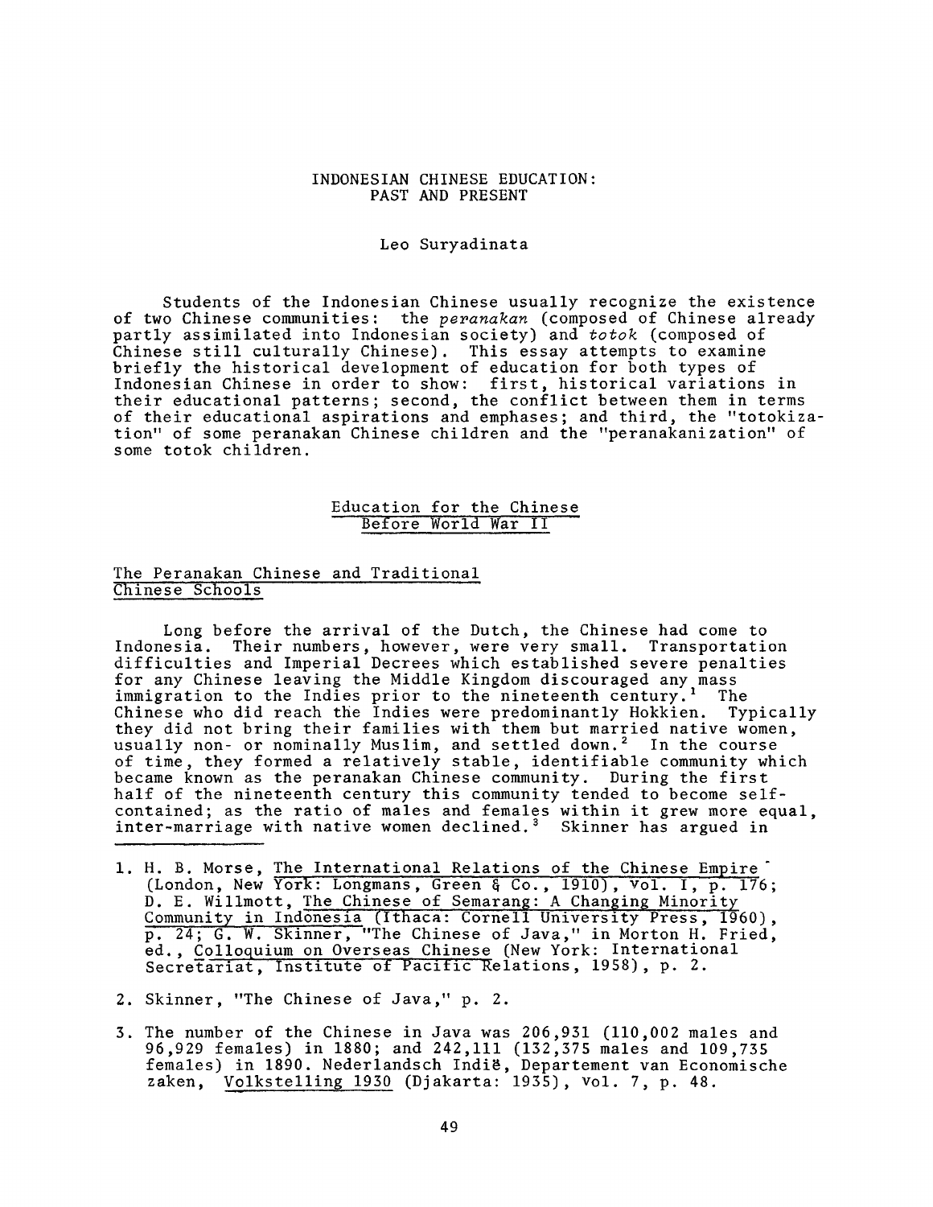# INDONESIAN CHINESE EDUCATION: PAST AND PRESENT

Leo Suryadinata

Students of the Indonesian Chinese usually recognize the existence of two Chinese communities: the *peranakan* (composed of Chinese already partly assimilated into Indonesian society) and *totok* (composed of Chinese still culturally Chinese). This essay attempts to examine briefly the historical development of education for both types of Indonesian Chinese in order to show: first, historical variations in their educational patterns; second, the conflict between them in terms of their educational aspirations and emphases; and third, the "totokization" of some peranakan Chinese children and the "peranakanization" of some totok children.

## Education for the Chinese Before World War II

### The Peranakan Chinese and Traditional Chinese Schools

Long before the arrival of the Dutch, the Chinese had come to Indonesia. Their numbers, however, were very small. Transportation difficulties and Imperial Decrees which established severe penalties for any Chinese leaving the Middle Kingdom discouraged any mass immigration to the Indies prior to the nineteenth century.[1] The Chinese who did reach the Indies were predominantly Hokkien. Typically they did not bring their families with them but married native women, usually non- or nominally Muslim, and settled down.[2] In the course of time, they formed a relatively stable, identifiable community which became known as the peranakan Chinese community. During the first half of the nineteenth century this community tended to become self-contained; as the ratio of males and females within it grew more equal, inter-marriage with native women declined.[3] Skinner has argued in

1. H. B. Morse, The International Relations of the Chinese Empire (London, New York: Longmans, Green & Co., 1910), vol. I, p. 176; D. E. Willmott, The Chinese of Semarang: A Changing Minority Community in Indonesia (Ithaca: Cornell University Press, 1960), p. 24; G. W. Skinner, "The Chinese of Java," in Morton H. Fried, ed., Colloquium on Overseas Chinese (New York: International Secretariat, Institute of Pacific Relations, 1958), p. 2.

2. Skinner, "The Chinese of Java," p. 2.

3. The number of the Chinese in Java was 206,931 (110,002 males and 96,929 females) in 1880; and 242,111 (132,375 males and 109,735 females) in 1890. Nederlandsch Indië, Departement van Economische zaken, Volkstelling 1930 (Djakarta: 1935), vol. 7, p. 48.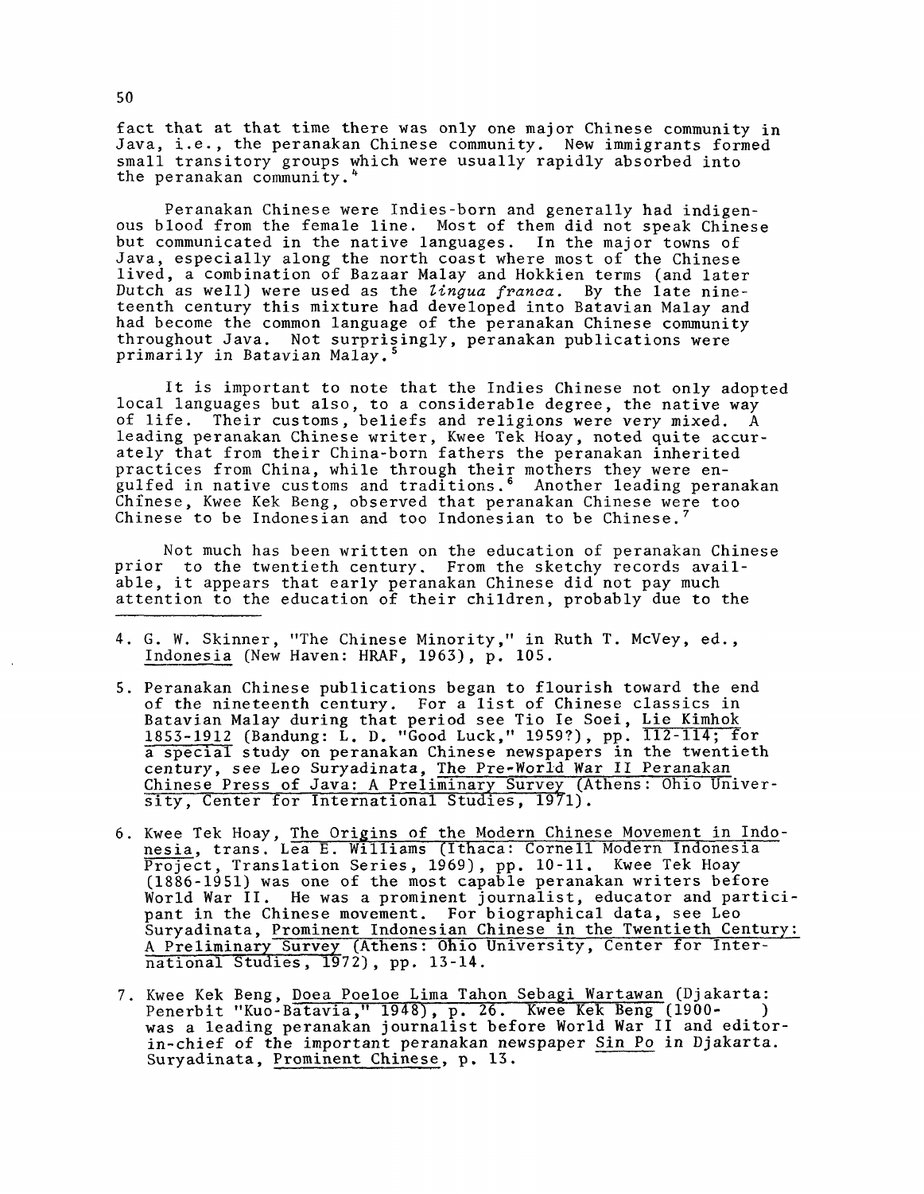fact that at that time there was only one major Chinese community in Java, i.e., the peranakan Chinese community. New immigrants formed small transitory groups which were usually rapidly absorbed into the peranakan community.[4]

Peranakan Chinese were Indies-born and generally had indigenous blood from the female line. Most of them did not speak Chinese but communicated in the native languages. In the major towns of Java, especially along the north coast where most of the Chinese lived, a combination of Bazaar Malay and Hokkien terms (and later Dutch as well) were used as the *lingua franca*. By the late nineteenth century this mixture had developed into Batavian Malay and had become the common language of the peranakan Chinese community throughout Java. Not surprisingly, peranakan publications were primarily in Batavian Malay.[5]

It is important to note that the Indies Chinese not only adopted local languages but also, to a considerable degree, the native way of life. Their customs, beliefs and religions were very mixed. A leading peranakan Chinese writer, Kwee Tek Hoay, noted quite accurately that from their China-born fathers the peranakan inherited practices from China, while through their mothers they were engulfed in native customs and traditions.[6] Another leading peranakan Chinese, Kwee Kek Beng, observed that peranakan Chinese were too Chinese to be Indonesian and too Indonesian to be Chinese.[7]

Not much has been written on the education of peranakan Chinese prior to the twentieth century. From the sketchy records available, it appears that early peranakan Chinese did not pay much attention to the education of their children, probably due to the

---

4. G. W. Skinner, "The Chinese Minority," in Ruth T. McVey, ed., Indonesia (New Haven: HRAF, 1963), p. 105.

5. Peranakan Chinese publications began to flourish toward the end of the nineteenth century. For a list of Chinese classics in Batavian Malay during that period see Tio Ie Soei, Lie Kimhok 1853-1912 (Bandung: L. D. "Good Luck," 1959?), pp. 112-114; for a special study on peranakan Chinese newspapers in the twentieth century, see Leo Suryadinata, The Pre-World War II Peranakan Chinese Press of Java: A Preliminary Survey (Athens: Ohio University, Center for International Studies, 1971).

6. Kwee Tek Hoay, The Origins of the Modern Chinese Movement in Indonesia, trans. Lea E. Williams (Ithaca: Cornell Modern Indonesia Project, Translation Series, 1969), pp. 10-11. Kwee Tek Hoay (1886-1951) was one of the most capable peranakan writers before World War II. He was a prominent journalist, educator and participant in the Chinese movement. For biographical data, see Leo Suryadinata, Prominent Indonesian Chinese in the Twentieth Century: A Preliminary Survey (Athens: Ohio University, Center for International Studies, 1972), pp. 13-14.

7. Kwee Kek Beng, Doea Poeloe Lima Tahon Sebagi Wartawan (Djakarta: Penerbit "Kuo-Batavia," 1948), p. 26. Kwee Kek Beng (1900- ) was a leading peranakan journalist before World War II and editor-in-chief of the important peranakan newspaper Sin Po in Djakarta. Suryadinata, Prominent Chinese, p. 13.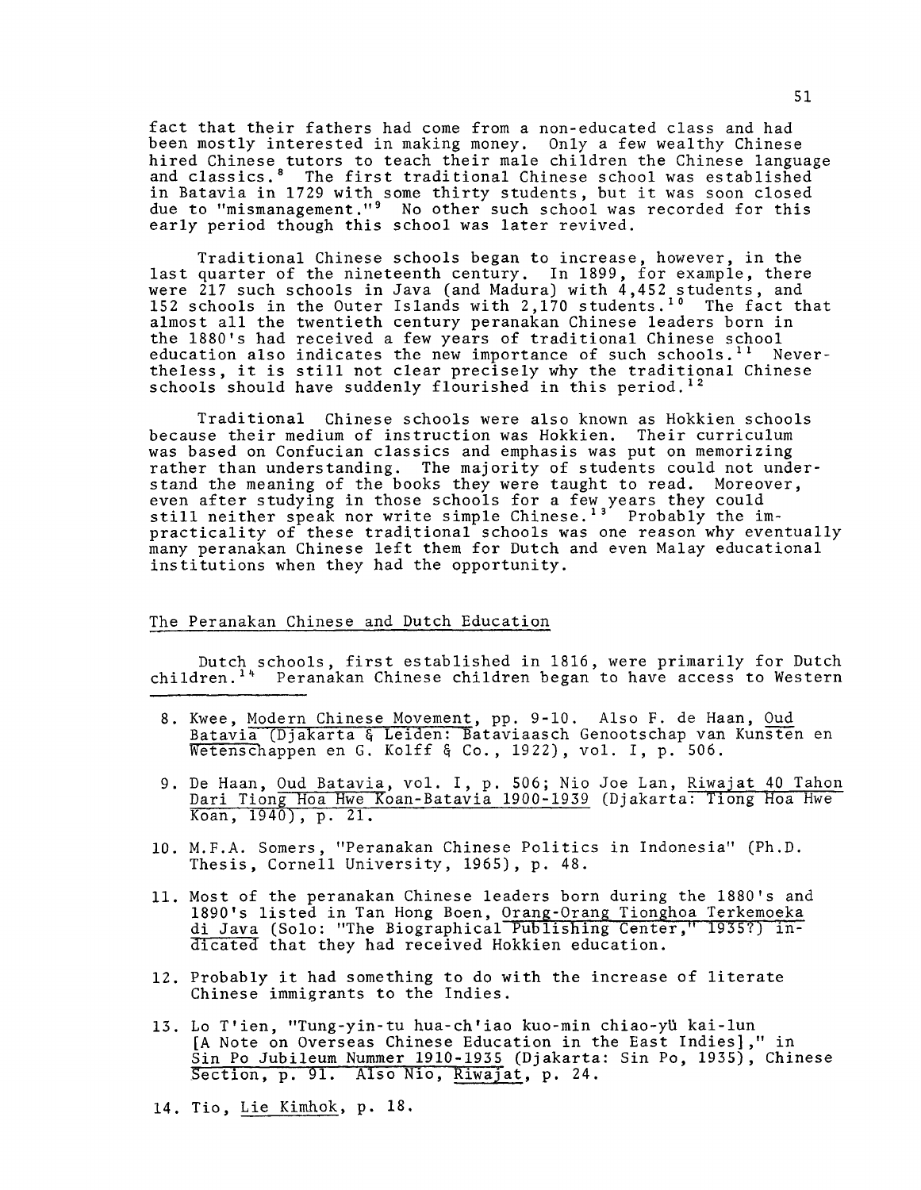fact that their fathers had come from a non-educated class and had been mostly interested in making money. Only a few wealthy Chinese hired Chinese tutors to teach their male children the Chinese language and classics.[8] The first traditional Chinese school was established in Batavia in 1729 with some thirty students, but it was soon closed due to "mismanagement."[9] No other such school was recorded for this early period though this school was later revived.

Traditional Chinese schools began to increase, however, in the last quarter of the nineteenth century. In 1899, for example, there were 217 such schools in Java (and Madura) with 4,452 students, and 152 schools in the Outer Islands with 2,170 students.[10] The fact that almost all the twentieth century peranakan Chinese leaders born in the 1880's had received a few years of traditional Chinese school education also indicates the new importance of such schools.[11] Nevertheless, it is still not clear precisely why the traditional Chinese schools should have suddenly flourished in this period.[12]

Traditional Chinese schools were also known as Hokkien schools because their medium of instruction was Hokkien. Their curriculum was based on Confucian classics and emphasis was put on memorizing rather than understanding. The majority of students could not understand the meaning of the books they were taught to read. Moreover, even after studying in those schools for a few years they could still neither speak nor write simple Chinese.[13] Probably the impracticality of these traditional schools was one reason why eventually many peranakan Chinese left them for Dutch and even Malay educational institutions when they had the opportunity.

## The Peranakan Chinese and Dutch Education

Dutch schools, first established in 1816, were primarily for Dutch children.[14] Peranakan Chinese children began to have access to Western

---

8. Kwee, Modern Chinese Movement, pp. 9-10. Also F. de Haan, Oud Batavia (Djakarta & Leiden: Bataviaasch Genootschap van Kunsten en Wetenschappen en G. Kolff & Co., 1922), vol. I, p. 506.

9. De Haan, Oud Batavia, vol. I, p. 506; Nio Joe Lan, Riwajat 40 Tahon Dari Tiong Hoa Hwe Koan-Batavia 1900-1939 (Djakarta: Tiong Hoa Hwe Koan, 1940), p. 21.

10. M.F.A. Somers, "Peranakan Chinese Politics in Indonesia" (Ph.D. Thesis, Cornell University, 1965), p. 48.

11. Most of the peranakan Chinese leaders born during the 1880's and 1890's listed in Tan Hong Boen, Orang-Orang Tionghoa Terkemoeka di Java (Solo: "The Biographical Publishing Center," 1935?) indicated that they had received Hokkien education.

12. Probably it had something to do with the increase of literate Chinese immigrants to the Indies.

13. Lo T'ien, "Tung-yin-tu hua-ch'iao kuo-min chiao-yü kai-lun [A Note on Overseas Chinese Education in the East Indies]," in Sin Po Jubileum Nummer 1910-1935 (Djakarta: Sin Po, 1935), Chinese Section, p. 91. Also Nio, Riwajat, p. 24.

14. Tio, Lie Kimhok, p. 18.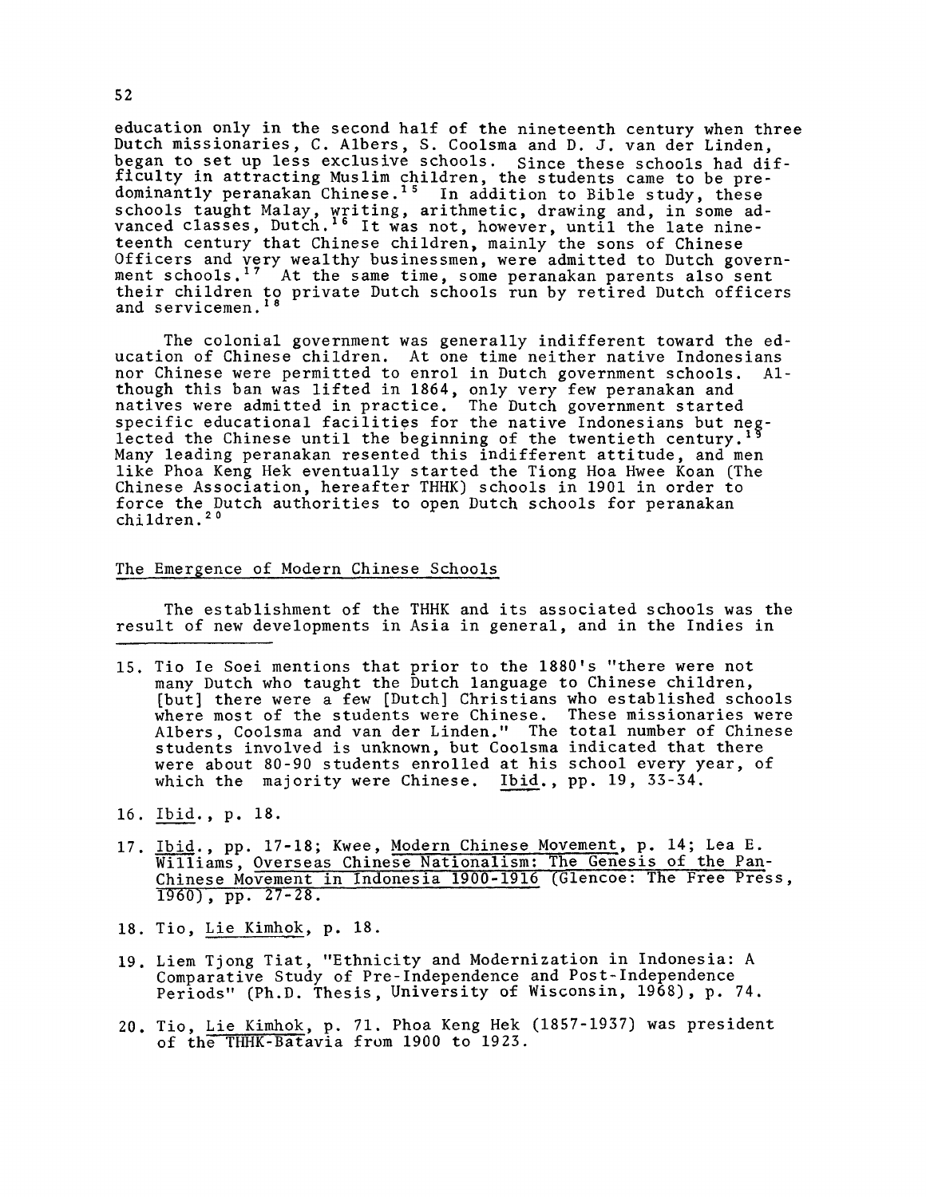education only in the second half of the nineteenth century when three Dutch missionaries, C. Albers, S. Coolsma and D. J. van der Linden, began to set up less exclusive schools. Since these schools had difficulty in attracting Muslim children, the students came to be predominantly peranakan Chinese.[15] In addition to Bible study, these schools taught Malay, writing, arithmetic, drawing and, in some advanced classes, Dutch.[16] It was not, however, until the late nineteenth century that Chinese children, mainly the sons of Chinese Officers and very wealthy businessmen, were admitted to Dutch government schools.[17] At the same time, some peranakan parents also sent their children to private Dutch schools run by retired Dutch officers and servicemen.[18]

The colonial government was generally indifferent toward the education of Chinese children. At one time neither native Indonesians nor Chinese were permitted to enrol in Dutch government schools. Although this ban was lifted in 1864, only very few peranakan and natives were admitted in practice. The Dutch government started specific educational facilities for the native Indonesians but neglected the Chinese until the beginning of the twentieth century.[19] Many leading peranakan resented this indifferent attitude, and men like Phoa Keng Hek eventually started the Tiong Hoa Hwee Koan (The Chinese Association, hereafter THHK) schools in 1901 in order to force the Dutch authorities to open Dutch schools for peranakan children.[20]

## The Emergence of Modern Chinese Schools

The establishment of the THHK and its associated schools was the result of new developments in Asia in general, and in the Indies in

---

15. Tio Ie Soei mentions that prior to the 1880's "there were not many Dutch who taught the Dutch language to Chinese children, [but] there were a few [Dutch] Christians who established schools where most of the students were Chinese. These missionaries were Albers, Coolsma and van der Linden." The total number of Chinese students involved is unknown, but Coolsma indicated that there were about 80-90 students enrolled at his school every year, of which the majority were Chinese. Ibid., pp. 19, 33-34.

16. Ibid., p. 18.

17. Ibid., pp. 17-18; Kwee, Modern Chinese Movement, p. 14; Lea E. Williams, Overseas Chinese Nationalism: The Genesis of the Pan-Chinese Movement in Indonesia 1900-1916 (Glencoe: The Free Press, 1960), pp. 27-28.

18. Tio, Lie Kimhok, p. 18.

19. Liem Tjong Tiat, "Ethnicity and Modernization in Indonesia: A Comparative Study of Pre-Independence and Post-Independence Periods" (Ph.D. Thesis, University of Wisconsin, 1968), p. 74.

20. Tio, Lie Kimhok, p. 71. Phoa Keng Hek (1857-1937) was president of the THHK-Batavia from 1900 to 1923.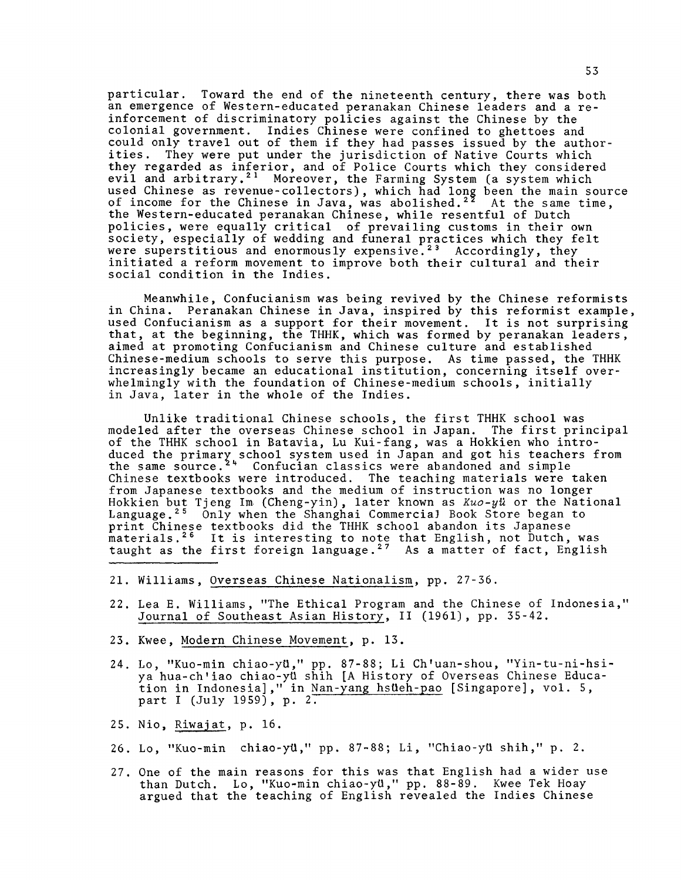particular. Toward the end of the nineteenth century, there was both an emergence of Western-educated peranakan Chinese leaders and a reinforcement of discriminatory policies against the Chinese by the colonial government. Indies Chinese were confined to ghettoes and could only travel out of them if they had passes issued by the authorities. They were put under the jurisdiction of Native Courts which they regarded as inferior, and of Police Courts which they considered evil and arbitrary.[21] Moreover, the Farming System (a system which used Chinese as revenue-collectors), which had long been the main source of income for the Chinese in Java, was abolished.[22] At the same time, the Western-educated peranakan Chinese, while resentful of Dutch policies, were equally critical of prevailing customs in their own society, especially of wedding and funeral practices which they felt were superstitious and enormously expensive.[23] Accordingly, they initiated a reform movement to improve both their cultural and their social condition in the Indies.

Meanwhile, Confucianism was being revived by the Chinese reformists in China. Peranakan Chinese in Java, inspired by this reformist example, used Confucianism as a support for their movement. It is not surprising that, at the beginning, the THHK, which was formed by peranakan leaders, aimed at promoting Confucianism and Chinese culture and established Chinese-medium schools to serve this purpose. As time passed, the THHK increasingly became an educational institution, concerning itself overwhelmingly with the foundation of Chinese-medium schools, initially in Java, later in the whole of the Indies.

Unlike traditional Chinese schools, the first THHK school was modeled after the overseas Chinese school in Japan. The first principal of the THHK school in Batavia, Lu Kui-fang, was a Hokkien who introduced the primary school system used in Japan and got his teachers from the same source.[24] Confucian classics were abandoned and simple Chinese textbooks were introduced. The teaching materials were taken from Japanese textbooks and the medium of instruction was no longer Hokkien but Tjeng Im (Cheng-yin), later known as *Kuo-yü* or the National Language.[25] Only when the Shanghai Commercial Book Store began to print Chinese textbooks did the THHK school abandon its Japanese materials.[26] It is interesting to note that English, not Dutch, was taught as the first foreign language.[27] As a matter of fact, English

---

21. Williams, Overseas Chinese Nationalism, pp. 27-36.

22. Lea E. Williams, "The Ethical Program and the Chinese of Indonesia," Journal of Southeast Asian History, II (1961), pp. 35-42.

23. Kwee, Modern Chinese Movement, p. 13.

24. Lo, "Kuo-min chiao-yü," pp. 87-88; Li Ch'uan-shou, "Yin-tu-ni-hsi-ya hua-ch'iao chiao-yü shih [A History of Overseas Chinese Education in Indonesia]," in Nan-yang hsüeh-pao [Singapore], vol. 5, part I (July 1959), p. 2.

25. Nio, Riwajat, p. 16.

26. Lo, "Kuo-min chiao-yü," pp. 87-88; Li, "Chiao-yü shih," p. 2.

27. One of the main reasons for this was that English had a wider use than Dutch. Lo, "Kuo-min chiao-yü," pp. 88-89. Kwee Tek Hoay argued that the teaching of English revealed the Indies Chinese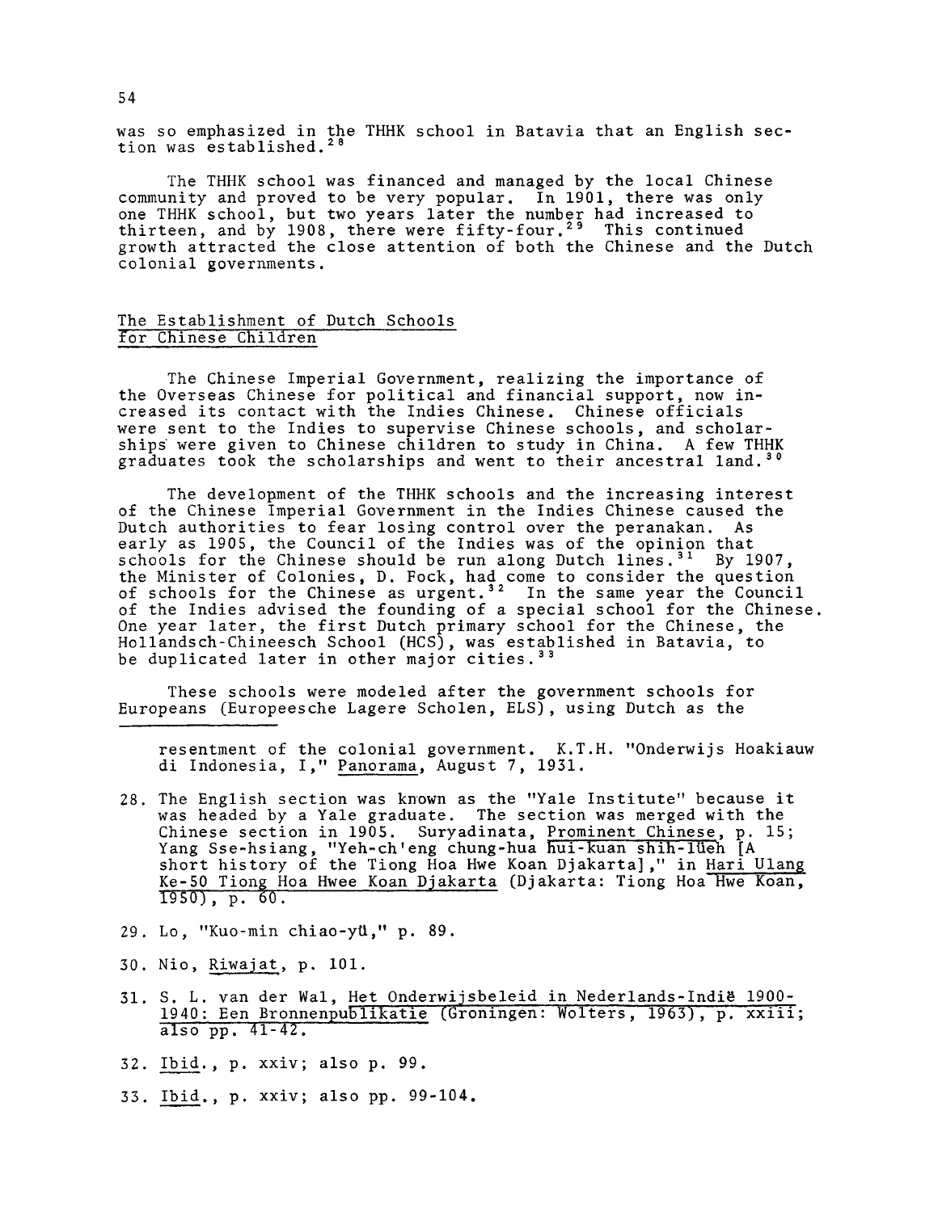was so emphasized in the THHK school in Batavia that an English section was established.[28]

The THHK school was financed and managed by the local Chinese community and proved to be very popular. In 1901, there was only one THHK school, but two years later the number had increased to thirteen, and by 1908, there were fifty-four.[29] This continued growth attracted the close attention of both the Chinese and the Dutch colonial governments.

## The Establishment of Dutch Schools for Chinese Children

The Chinese Imperial Government, realizing the importance of the Overseas Chinese for political and financial support, now increased its contact with the Indies Chinese. Chinese officials were sent to the Indies to supervise Chinese schools, and scholarships were given to Chinese children to study in China. A few THHK graduates took the scholarships and went to their ancestral land.[30]

The development of the THHK schools and the increasing interest of the Chinese Imperial Government in the Indies Chinese caused the Dutch authorities to fear losing control over the peranakan. As early as 1905, the Council of the Indies was of the opinion that schools for the Chinese should be run along Dutch lines.[31] By 1907, the Minister of Colonies, D. Fock, had come to consider the question of schools for the Chinese as urgent.[32] In the same year the Council of the Indies advised the founding of a special school for the Chinese. One year later, the first Dutch primary school for the Chinese, the Hollandsch-Chineesch School (HCS), was established in Batavia, to be duplicated later in other major cities.[33]

These schools were modeled after the government schools for Europeans (Europeesche Lagere Scholen, ELS), using Dutch as the

---

resentment of the colonial government. K.T.H. "Onderwijs Hoakiauw di Indonesia, I," Panorama, August 7, 1931.

28. The English section was known as the "Yale Institute" because it was headed by a Yale graduate. The section was merged with the Chinese section in 1905. Suryadinata, Prominent Chinese, p. 15; Yang Sse-hsiang, "Yeh-ch'eng chung-hua hui-kuan shih-lüeh [A short history of the Tiong Hoa Hwe Koan Djakarta]," in Hari Ulang Ke-50 Tiong Hoa Hwee Koan Djakarta (Djakarta: Tiong Hoa Hwe Koan, 1950), p. 60.

29. Lo, "Kuo-min chiao-yü," p. 89.

30. Nio, Riwajat, p. 101.

31. S. L. van der Wal, Het Onderwijsbeleid in Nederlands-Indië 1900-1940: Een Bronnenpublikatie (Groningen: Wolters, 1963), p. xxiii; also pp. 41-42.

32. Ibid., p. xxiv; also p. 99.

33. Ibid., p. xxiv; also pp. 99-104.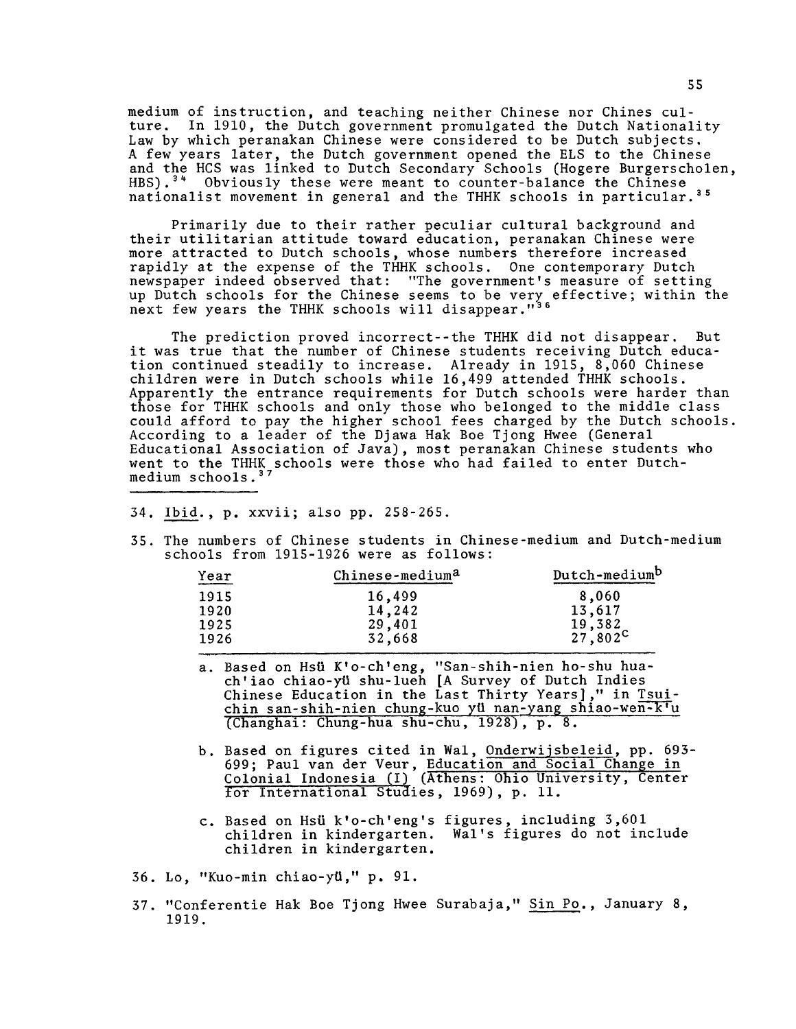medium of instruction, and teaching neither Chinese nor Chines culture. In 1910, the Dutch government promulgated the Dutch Nationality Law by which peranakan Chinese were considered to be Dutch subjects. A few years later, the Dutch government opened the ELS to the Chinese and the HCS was linked to Dutch Secondary Schools (Hogere Burgerscholen, HBS).[34] Obviously these were meant to counter-balance the Chinese nationalist movement in general and the THHK schools in particular.[35]

Primarily due to their rather peculiar cultural background and their utilitarian attitude toward education, peranakan Chinese were more attracted to Dutch schools, whose numbers therefore increased rapidly at the expense of the THHK schools. One contemporary Dutch newspaper indeed observed that: "The government's measure of setting up Dutch schools for the Chinese seems to be very effective; within the next few years the THHK schools will disappear."[36]

The prediction proved incorrect--the THHK did not disappear. But it was true that the number of Chinese students receiving Dutch education continued steadily to increase. Already in 1915, 8,060 Chinese children were in Dutch schools while 16,499 attended THHK schools. Apparently the entrance requirements for Dutch schools were harder than those for THHK schools and only those who belonged to the middle class could afford to pay the higher school fees charged by the Dutch schools. According to a leader of the Djawa Hak Boe Tjong Hwee (General Educational Association of Java), most peranakan Chinese students who went to the THHK schools were those who had failed to enter Dutch-medium schools.[37]

---

34. Ibid., p. xxvii; also pp. 258-265.

35. The numbers of Chinese students in Chinese-medium and Dutch-medium schools from 1915-1926 were as follows:

| Year | Chinese-medium[a] | Dutch-medium[b] |
|---|---|---|
| 1915 | 16,499 | 8,060 |
| 1920 | 14,242 | 13,617 |
| 1925 | 29,401 | 19,382 |
| 1926 | 32,668 | 27,802[c] |

a. Based on Hsü K'o-ch'eng, "San-shih-nien ho-shu hua-ch'iao chiao-yü shu-lueh [A Survey of Dutch Indies Chinese Education in the Last Thirty Years]," in *Tsui-chin san-shih-nien chung-kuo yü nan-yang shiao-wen-k'u* (Changhai: Chung-hua shu-chu, 1928), p. 8.

b. Based on figures cited in Wal, *Onderwijsbeleid*, pp. 693-699; Paul van der Veur, *Education and Social Change in Colonial Indonesia (I)* (Athens: Ohio University, Center for International Studies, 1969), p. 11.

c. Based on Hsü k'o-ch'eng's figures, including 3,601 children in kindergarten. Wal's figures do not include children in kindergarten.

36. Lo, "Kuo-min chiao-yü," p. 91.

37. "Conferentie Hak Boe Tjong Hwee Surabaja," *Sin Po.*, January 8, 1919.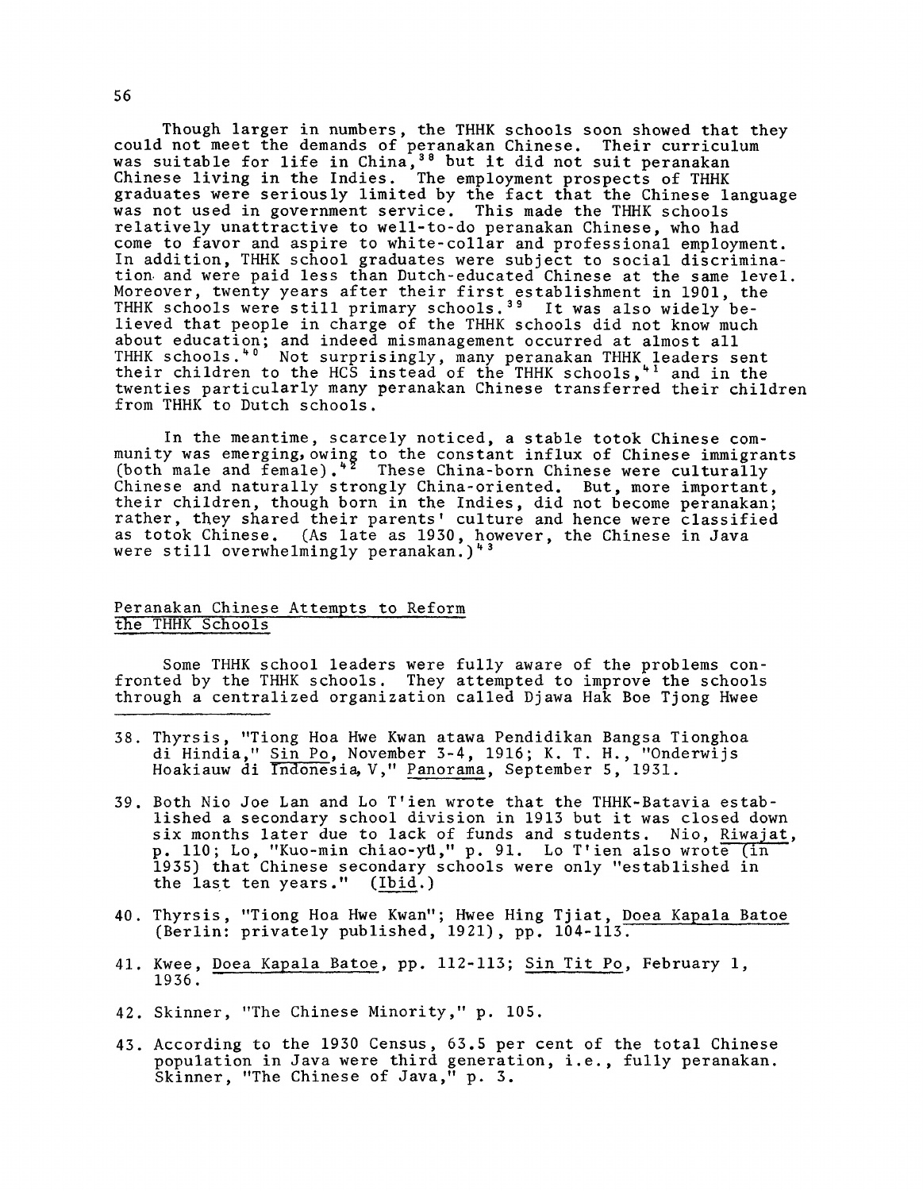Though larger in numbers, the THHK schools soon showed that they could not meet the demands of peranakan Chinese. Their curriculum was suitable for life in China,[38] but it did not suit peranakan Chinese living in the Indies. The employment prospects of THHK graduates were seriously limited by the fact that the Chinese language was not used in government service. This made the THHK schools relatively unattractive to well-to-do peranakan Chinese, who had come to favor and aspire to white-collar and professional employment. In addition, THHK school graduates were subject to social discrimination and were paid less than Dutch-educated Chinese at the same level. Moreover, twenty years after their first establishment in 1901, the THHK schools were still primary schools.[39] It was also widely believed that people in charge of the THHK schools did not know much about education; and indeed mismanagement occurred at almost all THHK schools.[40] Not surprisingly, many peranakan THHK leaders sent their children to the HCS instead of the THHK schools,[41] and in the twenties particularly many peranakan Chinese transferred their children from THHK to Dutch schools.

In the meantime, scarcely noticed, a stable totok Chinese community was emerging, owing to the constant influx of Chinese immigrants (both male and female).[42] These China-born Chinese were culturally Chinese and naturally strongly China-oriented. But, more important, their children, though born in the Indies, did not become peranakan; rather, they shared their parents' culture and hence were classified as totok Chinese. (As late as 1930, however, the Chinese in Java were still overwhelmingly peranakan.)[43]

## Peranakan Chinese Attempts to Reform the THHK Schools

Some THHK school leaders were fully aware of the problems confronted by the THHK schools. They attempted to improve the schools through a centralized organization called Djawa Hak Boe Tjong Hwee

---

38. Thyrsis, "Tiong Hoa Hwe Kwan atawa Pendidikan Bangsa Tionghoa di Hindia," Sin Po, November 3-4, 1916; K. T. H., "Onderwijs Hoakiauw di Indonesia, V," Panorama, September 5, 1931.

39. Both Nio Joe Lan and Lo T'ien wrote that the THHK-Batavia established a secondary school division in 1913 but it was closed down six months later due to lack of funds and students. Nio, Riwajat, p. 110; Lo, "Kuo-min chiao-yü," p. 91. Lo T'ien also wrote (in 1935) that Chinese secondary schools were only "established in the last ten years." (Ibid.)

40. Thyrsis, "Tiong Hoa Hwe Kwan"; Hwee Hing Tjiat, Doea Kapala Batoe (Berlin: privately published, 1921), pp. 104-113.

41. Kwee, Doea Kapala Batoe, pp. 112-113; Sin Tit Po, February 1, 1936.

42. Skinner, "The Chinese Minority," p. 105.

43. According to the 1930 Census, 63.5 per cent of the total Chinese population in Java were third generation, i.e., fully peranakan. Skinner, "The Chinese of Java," p. 3.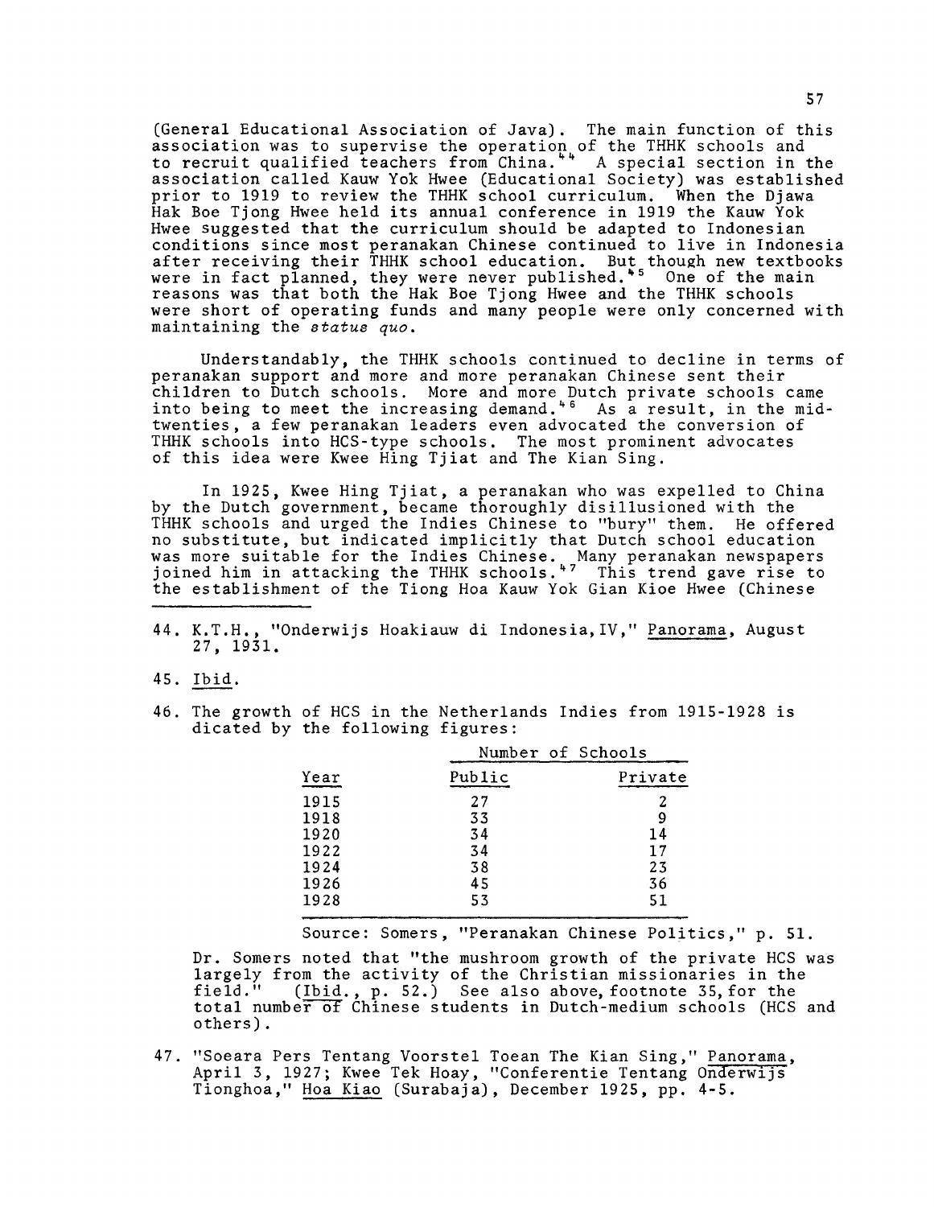(General Educational Association of Java). The main function of this association was to supervise the operation of the THHK schools and to recruit qualified teachers from China.[44] A special section in the association called Kauw Yok Hwee (Educational Society) was established prior to 1919 to review the THHK school curriculum. When the Djawa Hak Boe Tjong Hwee held its annual conference in 1919 the Kauw Yok Hwee suggested that the curriculum should be adapted to Indonesian conditions since most peranakan Chinese continued to live in Indonesia after receiving their THHK school education. But though new textbooks were in fact planned, they were never published.[45] One of the main reasons was that both the Hak Boe Tjong Hwee and the THHK schools were short of operating funds and many people were only concerned with maintaining the *status quo*.

Understandably, the THHK schools continued to decline in terms of peranakan support and more and more peranakan Chinese sent their children to Dutch schools. More and more Dutch private schools came into being to meet the increasing demand.[46] As a result, in the mid-twenties, a few peranakan leaders even advocated the conversion of THHK schools into HCS-type schools. The most prominent advocates of this idea were Kwee Hing Tjiat and The Kian Sing.

In 1925, Kwee Hing Tjiat, a peranakan who was expelled to China by the Dutch government, became thoroughly disillusioned with the THHK schools and urged the Indies Chinese to "bury" them. He offered no substitute, but indicated implicitly that Dutch school education was more suitable for the Indies Chinese. Many peranakan newspapers joined him in attacking the THHK schools.[47] This trend gave rise to the establishment of the Tiong Hoa Kauw Yok Gian Kioe Hwee (Chinese

---

44. K.T.H., "Onderwijs Hoakiauw di Indonesia,IV," Panorama, August 27, 1931.

45. Ibid.

46. The growth of HCS in the Netherlands Indies from 1915-1928 is dicated by the following figures:

| | Number of Schools | |
|---|---|---|
| Year | Public | Private |
| 1915 | 27 | 2 |
| 1918 | 33 | 9 |
| 1920 | 34 | 14 |
| 1922 | 34 | 17 |
| 1924 | 38 | 23 |
| 1926 | 45 | 36 |
| 1928 | 53 | 51 |

Source: Somers, "Peranakan Chinese Politics," p. 51.

Dr. Somers noted that "the mushroom growth of the private HCS was largely from the activity of the Christian missionaries in the field." (Ibid., p. 52.) See also above, footnote 35, for the total number of Chinese students in Dutch-medium schools (HCS and others).

47. "Soeara Pers Tentang Voorstel Toean The Kian Sing," Panorama, April 3, 1927; Kwee Tek Hoay, "Conferentie Tentang Onderwijs Tionghoa," Hoa Kiao (Surabaja), December 1925, pp. 4-5.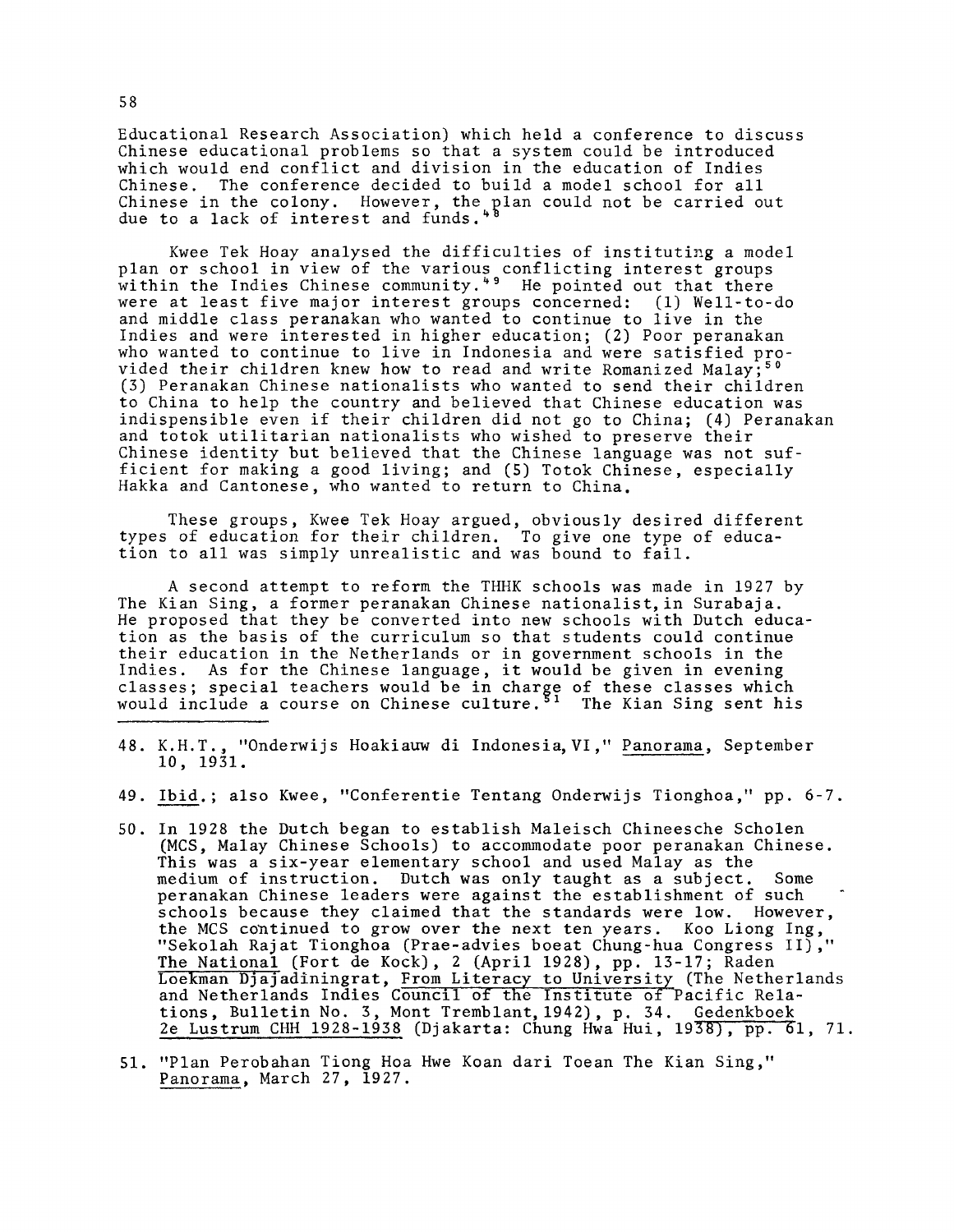Educational Research Association) which held a conference to discuss Chinese educational problems so that a system could be introduced which would end conflict and division in the education of Indies Chinese. The conference decided to build a model school for all Chinese in the colony. However, the plan could not be carried out due to a lack of interest and funds.[48]

Kwee Tek Hoay analysed the difficulties of instituting a model plan or school in view of the various conflicting interest groups within the Indies Chinese community.[49] He pointed out that there were at least five major interest groups concerned: (1) Well-to-do and middle class peranakan who wanted to continue to live in the Indies and were interested in higher education; (2) Poor peranakan who wanted to continue to live in Indonesia and were satisfied provided their children knew how to read and write Romanized Malay;[50] (3) Peranakan Chinese nationalists who wanted to send their children to China to help the country and believed that Chinese education was indispensible even if their children did not go to China; (4) Peranakan and totok utilitarian nationalists who wished to preserve their Chinese identity but believed that the Chinese language was not sufficient for making a good living; and (5) Totok Chinese, especially Hakka and Cantonese, who wanted to return to China.

These groups, Kwee Tek Hoay argued, obviously desired different types of education for their children. To give one type of education to all was simply unrealistic and was bound to fail.

A second attempt to reform the THHK schools was made in 1927 by The Kian Sing, a former peranakan Chinese nationalist, in Surabaja. He proposed that they be converted into new schools with Dutch education as the basis of the curriculum so that students could continue their education in the Netherlands or in government schools in the Indies. As for the Chinese language, it would be given in evening classes; special teachers would be in charge of these classes which would include a course on Chinese culture.[51] The Kian Sing sent his

---

48. K.H.T., "Onderwijs Hoakiauw di Indonesia, VI," Panorama, September 10, 1931.

49. Ibid.; also Kwee, "Conferentie Tentang Onderwijs Tionghoa," pp. 6-7.

50. In 1928 the Dutch began to establish Maleisch Chineesche Scholen (MCS, Malay Chinese Schools) to accommodate poor peranakan Chinese. This was a six-year elementary school and used Malay as the medium of instruction. Dutch was only taught as a subject. Some peranakan Chinese leaders were against the establishment of such schools because they claimed that the standards were low. However, the MCS continued to grow over the next ten years. Koo Liong Ing, "Sekolah Rajat Tionghoa (Prae-advies boeat Chung-hua Congress II)," The National (Fort de Kock), 2 (April 1928), pp. 13-17; Raden Loekman Djajadiningrat, From Literacy to University (The Netherlands and Netherlands Indies Council of the Institute of Pacific Relations, Bulletin No. 3, Mont Tremblant, 1942), p. 34. Gedenkboek 2e Lustrum CHH 1928-1938 (Djakarta: Chung Hwa Hui, 1938), pp. 61, 71.

51. "Plan Perobahan Tiong Hoa Hwe Koan dari Toean The Kian Sing," Panorama, March 27, 1927.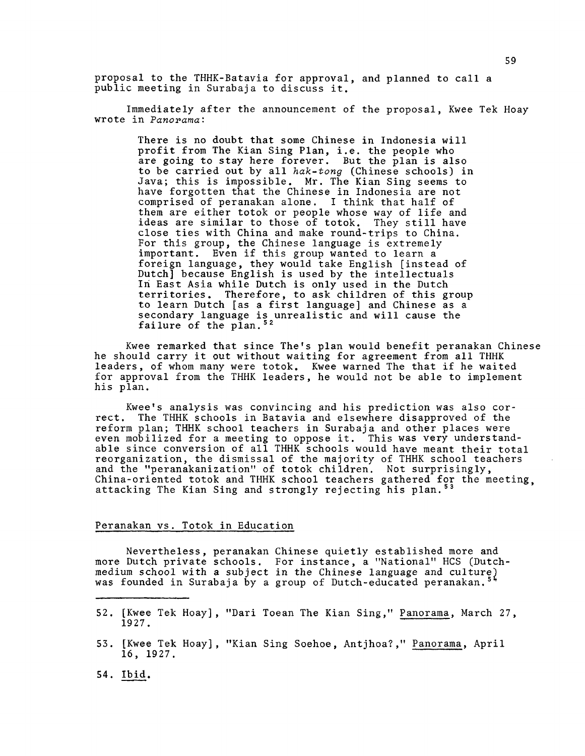proposal to the THHK-Batavia for approval, and planned to call a public meeting in Surabaja to discuss it.

Immediately after the announcement of the proposal, Kwee Tek Hoay wrote in *Panorama*:

> There is no doubt that some Chinese in Indonesia will profit from The Kian Sing Plan, i.e. the people who are going to stay here forever. But the plan is also to be carried out by all *hak-tong* (Chinese schools) in Java; this is impossible. Mr. The Kian Sing seems to have forgotten that the Chinese in Indonesia are not comprised of peranakan alone. I think that half of them are either totok or people whose way of life and ideas are similar to those of totok. They still have close ties with China and make round-trips to China. For this group, the Chinese language is extremely important. Even if this group wanted to learn a foreign language, they would take English [instead of Dutch] because English is used by the intellectuals In East Asia while Dutch is only used in the Dutch territories. Therefore, to ask children of this group to learn Dutch [as a first language] and Chinese as a secondary language is unrealistic and will cause the failure of the plan.[52]

Kwee remarked that since The's plan would benefit peranakan Chinese he should carry it out without waiting for agreement from all THHK leaders, of whom many were totok. Kwee warned The that if he waited for approval from the THHK leaders, he would not be able to implement his plan.

Kwee's analysis was convincing and his prediction was also correct. The THHK schools in Batavia and elsewhere disapproved of the reform plan; THHK school teachers in Surabaja and other places were even mobilized for a meeting to oppose it. This was very understandable since conversion of all THHK schools would have meant their total reorganization, the dismissal of the majority of THHK school teachers and the "peranakanization" of totok children. Not surprisingly, China-oriented totok and THHK school teachers gathered for the meeting, attacking The Kian Sing and strongly rejecting his plan.[53]

## Peranakan vs. Totok in Education

Nevertheless, peranakan Chinese quietly established more and more Dutch private schools. For instance, a "National" HCS (Dutch-medium school with a subject in the Chinese language and culture) was founded in Surabaja by a group of Dutch-educated peranakan.[54]

---

52. [Kwee Tek Hoay], "Dari Toean The Kian Sing," Panorama, March 27, 1927.

53. [Kwee Tek Hoay], "Kian Sing Soehoe, Antjhoa?," Panorama, April 16, 1927.

54. Ibid.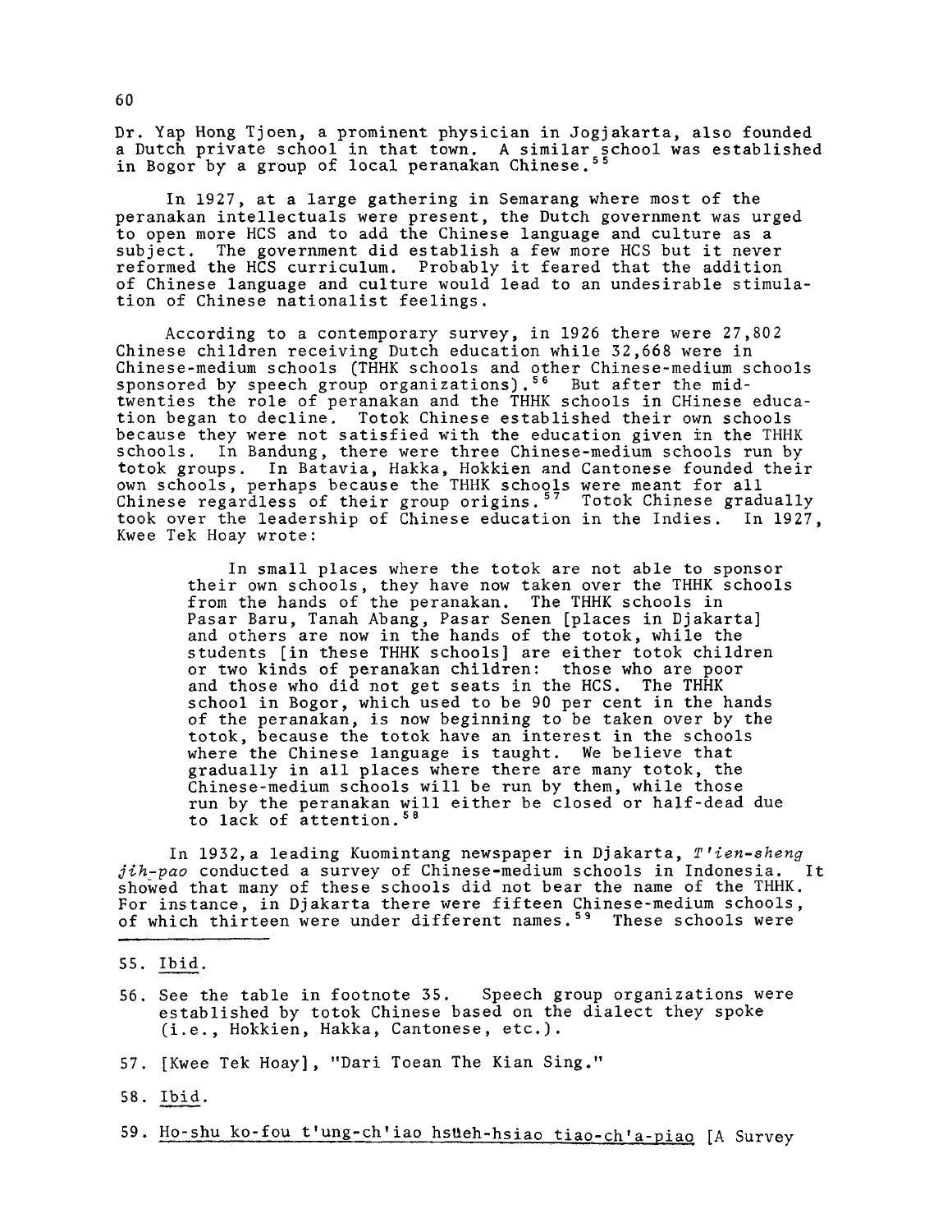Dr. Yap Hong Tjoen, a prominent physician in Jogjakarta, also founded a Dutch private school in that town. A similar school was established in Bogor by a group of local peranakan Chinese.[55]

In 1927, at a large gathering in Semarang where most of the peranakan intellectuals were present, the Dutch government was urged to open more HCS and to add the Chinese language and culture as a subject. The government did establish a few more HCS but it never reformed the HCS curriculum. Probably it feared that the addition of Chinese language and culture would lead to an undesirable stimulation of Chinese nationalist feelings.

According to a contemporary survey, in 1926 there were 27,802 Chinese children receiving Dutch education while 32,668 were in Chinese-medium schools (THHK schools and other Chinese-medium schools sponsored by speech group organizations).[56] But after the mid-twenties the role of peranakan and the THHK schools in CHinese education began to decline. Totok Chinese established their own schools because they were not satisfied with the education given in the THHK schools. In Bandung, there were three Chinese-medium schools run by totok groups. In Batavia, Hakka, Hokkien and Cantonese founded their own schools, perhaps because the THHK schools were meant for all Chinese regardless of their group origins.[57] Totok Chinese gradually took over the leadership of Chinese education in the Indies. In 1927, Kwee Tek Hoay wrote:

> In small places where the totok are not able to sponsor their own schools, they have now taken over the THHK schools from the hands of the peranakan. The THHK schools in Pasar Baru, Tanah Abang, Pasar Senen [places in Djakarta] and others are now in the hands of the totok, while the students [in these THHK schools] are either totok children or two kinds of peranakan children: those who are poor and those who did not get seats in the HCS. The THHK school in Bogor, which used to be 90 per cent in the hands of the peranakan, is now beginning to be taken over by the totok, because the totok have an interest in the schools where the Chinese language is taught. We believe that gradually in all places where there are many totok, the Chinese-medium schools will be run by them, while those run by the peranakan will either be closed or half-dead due to lack of attention.[58]

In 1932, a leading Kuomintang newspaper in Djakarta, *T'ien-sheng jih-pao* conducted a survey of Chinese-medium schools in Indonesia. It showed that many of these schools did not bear the name of the THHK. For instance, in Djakarta there were fifteen Chinese-medium schools, of which thirteen were under different names.[59] These schools were

---

55. Ibid.

56. See the table in footnote 35. Speech group organizations were established by totok Chinese based on the dialect they spoke (i.e., Hokkien, Hakka, Cantonese, etc.).

57. [Kwee Tek Hoay], "Dari Toean The Kian Sing."

58. Ibid.

59. Ho-shu ko-fou t'ung-ch'iao hsüeh-hsiao tiao-ch'a-piao [A Survey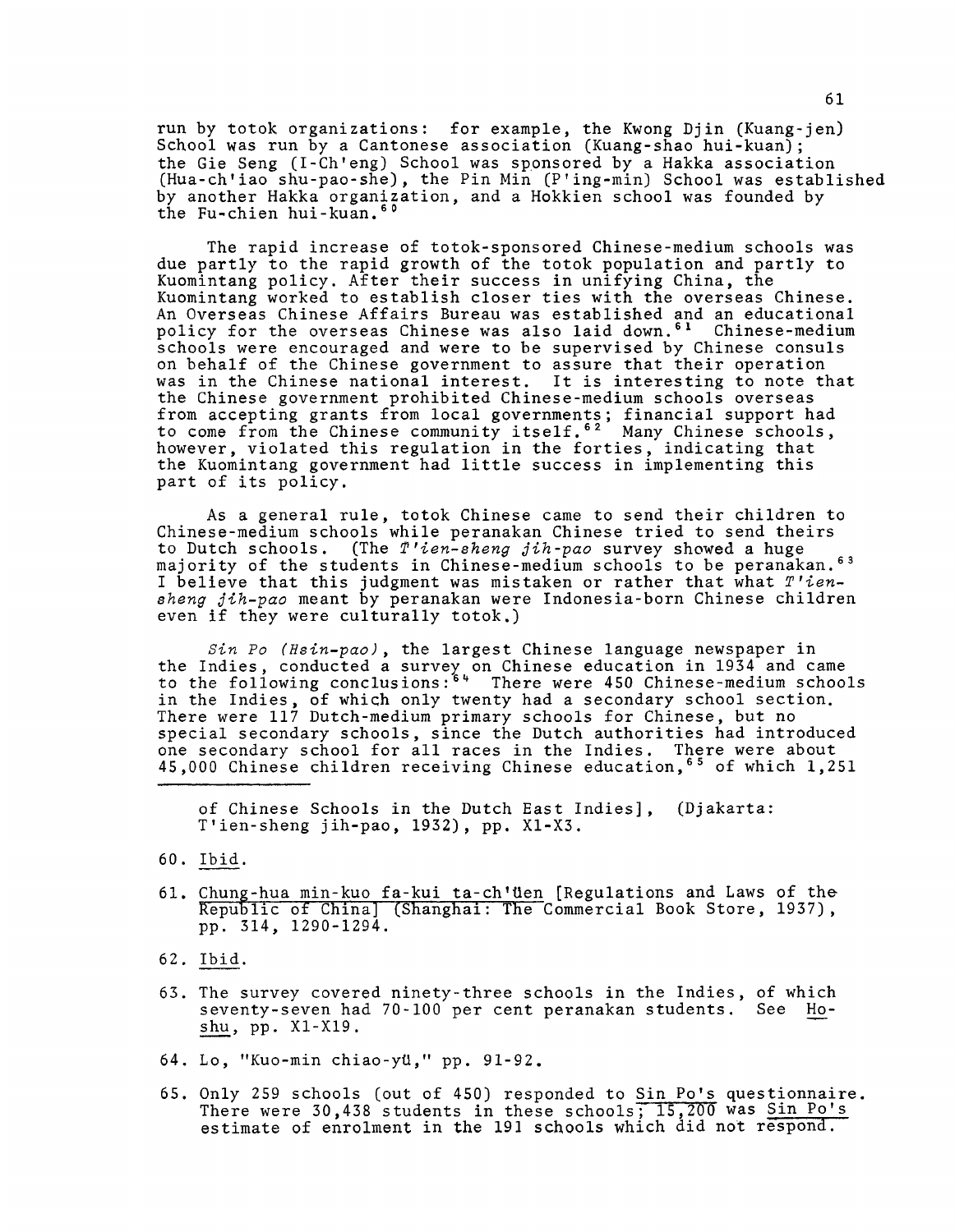run by totok organizations: for example, the Kwong Djin (Kuang-jen) School was run by a Cantonese association (Kuang-shao hui-kuan); the Gie Seng (I-Ch'eng) School was sponsored by a Hakka association (Hua-ch'iao shu-pao-she), the Pin Min (P'ing-min) School was established by another Hakka organization, and a Hokkien school was founded by the Fu-chien hui-kuan.[60]

The rapid increase of totok-sponsored Chinese-medium schools was due partly to the rapid growth of the totok population and partly to Kuomintang policy. After their success in unifying China, the Kuomintang worked to establish closer ties with the overseas Chinese. An Overseas Chinese Affairs Bureau was established and an educational policy for the overseas Chinese was also laid down.[61] Chinese-medium schools were encouraged and were to be supervised by Chinese consuls on behalf of the Chinese government to assure that their operation was in the Chinese national interest. It is interesting to note that the Chinese government prohibited Chinese-medium schools overseas from accepting grants from local governments; financial support had to come from the Chinese community itself.[62] Many Chinese schools, however, violated this regulation in the forties, indicating that the Kuomintang government had little success in implementing this part of its policy.

As a general rule, totok Chinese came to send their children to Chinese-medium schools while peranakan Chinese tried to send theirs to Dutch schools. (The *T'ien-sheng jih-pao* survey showed a huge majority of the students in Chinese-medium schools to be peranakan.[63] I believe that this judgment was mistaken or rather that what *T'ien-sheng jih-pao* meant by peranakan were Indonesia-born Chinese children even if they were culturally totok.)

*Sin Po (Hsin-pao)*, the largest Chinese language newspaper in the Indies, conducted a survey on Chinese education in 1934 and came to the following conclusions:[64] There were 450 Chinese-medium schools in the Indies, of which only twenty had a secondary school section. There were 117 Dutch-medium primary schools for Chinese, but no special secondary schools, since the Dutch authorities had introduced one secondary school for all races in the Indies. There were about 45,000 Chinese children receiving Chinese education,[65] of which 1,251

---

of Chinese Schools in the Dutch East Indies], (Djakarta: T'ien-sheng jih-pao, 1932), pp. X1-X3.

60. Ibid.

61. Chung-hua min-kuo fa-kui ta-ch'üen [Regulations and Laws of the Republic of China] (Shanghai: The Commercial Book Store, 1937), pp. 314, 1290-1294.

62. Ibid.

63. The survey covered ninety-three schools in the Indies, of which seventy-seven had 70-100 per cent peranakan students. See Ho-shu, pp. X1-X19.

64. Lo, "Kuo-min chiao-yü," pp. 91-92.

65. Only 259 schools (out of 450) responded to Sin Po's questionnaire. There were 30,438 students in these schools; 15,200 was Sin Po's estimate of enrolment in the 191 schools which did not respond.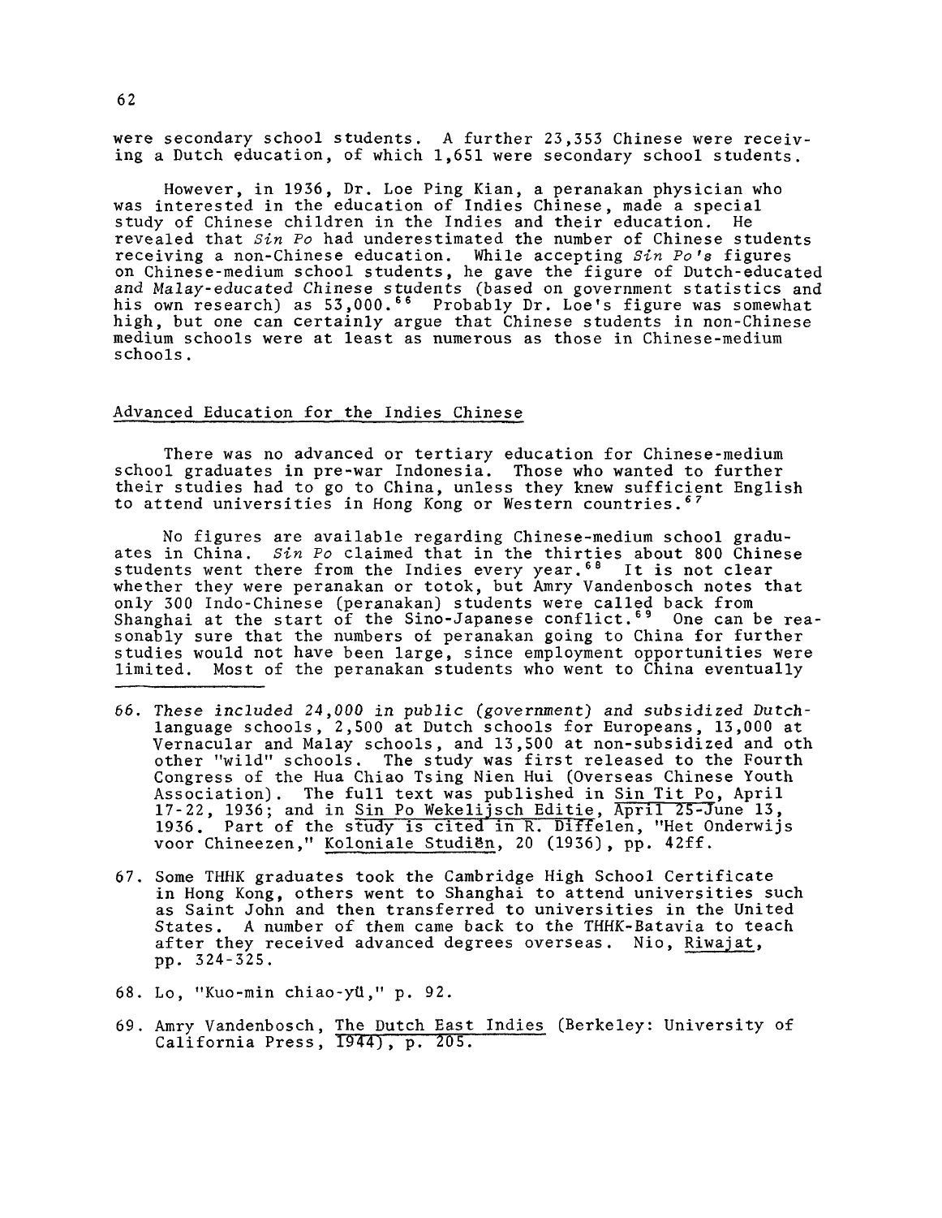were secondary school students. A further 23,353 Chinese were receiving a Dutch education, of which 1,651 were secondary school students.

However, in 1936, Dr. Loe Ping Kian, a peranakan physician who was interested in the education of Indies Chinese, made a special study of Chinese children in the Indies and their education. He revealed that *Sin Po* had underestimated the number of Chinese students receiving a non-Chinese education. While accepting *Sin Po's* figures on Chinese-medium school students, he gave the figure of Dutch-educated and Malay-educated Chinese students (based on government statistics and his own research) as 53,000.[66] Probably Dr. Loe's figure was somewhat high, but one can certainly argue that Chinese students in non-Chinese medium schools were at least as numerous as those in Chinese-medium schools.

## Advanced Education for the Indies Chinese

There was no advanced or tertiary education for Chinese-medium school graduates in pre-war Indonesia. Those who wanted to further their studies had to go to China, unless they knew sufficient English to attend universities in Hong Kong or Western countries.[67]

No figures are available regarding Chinese-medium school graduates in China. *Sin Po* claimed that in the thirties about 800 Chinese students went there from the Indies every year.[68] It is not clear whether they were peranakan or totok, but Amry Vandenbosch notes that only 300 Indo-Chinese (peranakan) students were called back from Shanghai at the start of the Sino-Japanese conflict.[69] One can be reasonably sure that the numbers of peranakan going to China for further studies would not have been large, since employment opportunities were limited. Most of the peranakan students who went to China eventually

---

66. These included 24,000 in public (government) and subsidized Dutch-language schools, 2,500 at Dutch schools for Europeans, 13,000 at Vernacular and Malay schools, and 13,500 at non-subsidized and oth other "wild" schools. The study was first released to the Fourth Congress of the Hua Chiao Tsing Nien Hui (Overseas Chinese Youth Association). The full text was published in Sin Tit Po, April 17-22, 1936; and in Sin Po Wekelijsch Editie, April 25-June 13, 1936. Part of the study is cited in R. Diffelen, "Het Onderwijs voor Chineezen," Koloniale Studiën, 20 (1936), pp. 42ff.

67. Some THHK graduates took the Cambridge High School Certificate in Hong Kong, others went to Shanghai to attend universities such as Saint John and then transferred to universities in the United States. A number of them came back to the THHK-Batavia to teach after they received advanced degrees overseas. Nio, Riwajat, pp. 324-325.

68. Lo, "Kuo-min chiao-yü," p. 92.

69. Amry Vandenbosch, The Dutch East Indies (Berkeley: University of California Press, 1944), p. 205.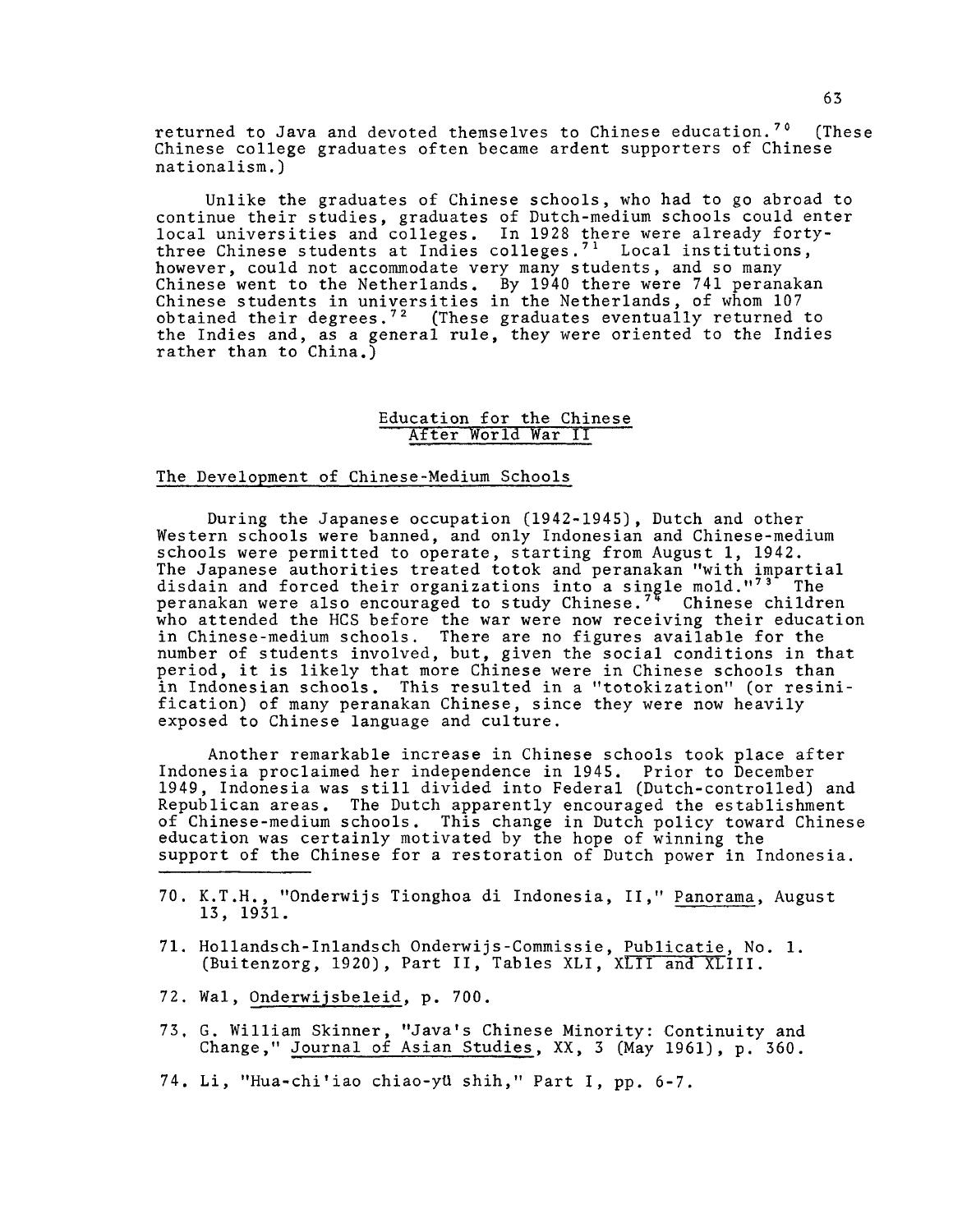returned to Java and devoted themselves to Chinese education.[70] (These Chinese college graduates often became ardent supporters of Chinese nationalism.)

Unlike the graduates of Chinese schools, who had to go abroad to continue their studies, graduates of Dutch-medium schools could enter local universities and colleges. In 1928 there were already forty-three Chinese students at Indies colleges.[71] Local institutions, however, could not accommodate very many students, and so many Chinese went to the Netherlands. By 1940 there were 741 peranakan Chinese students in universities in the Netherlands, of whom 107 obtained their degrees.[72] (These graduates eventually returned to the Indies and, as a general rule, they were oriented to the Indies rather than to China.)

## Education for the Chinese After World War II

### The Development of Chinese-Medium Schools

During the Japanese occupation (1942-1945), Dutch and other Western schools were banned, and only Indonesian and Chinese-medium schools were permitted to operate, starting from August 1, 1942. The Japanese authorities treated totok and peranakan "with impartial disdain and forced their organizations into a single mold."[73] The peranakan were also encouraged to study Chinese.[74] Chinese children who attended the HCS before the war were now receiving their education in Chinese-medium schools. There are no figures available for the number of students involved, but, given the social conditions in that period, it is likely that more Chinese were in Chinese schools than in Indonesian schools. This resulted in a "totokization" (or resinification) of many peranakan Chinese, since they were now heavily exposed to Chinese language and culture.

Another remarkable increase in Chinese schools took place after Indonesia proclaimed her independence in 1945. Prior to December 1949, Indonesia was still divided into Federal (Dutch-controlled) and Republican areas. The Dutch apparently encouraged the establishment of Chinese-medium schools. This change in Dutch policy toward Chinese education was certainly motivated by the hope of winning the support of the Chinese for a restoration of Dutch power in Indonesia.

---

70. K.T.H., "Onderwijs Tionghoa di Indonesia, II," Panorama, August 13, 1931.

71. Hollandsch-Inlandsch Onderwijs-Commissie, Publicatie, No. 1. (Buitenzorg, 1920), Part II, Tables XLI, XLII and XLIII.

72. Wal, Onderwijsbeleid, p. 700.

73. G. William Skinner, "Java's Chinese Minority: Continuity and Change," Journal of Asian Studies, XX, 3 (May 1961), p. 360.

74. Li, "Hua-chi'iao chiao-yü shih," Part I, pp. 6-7.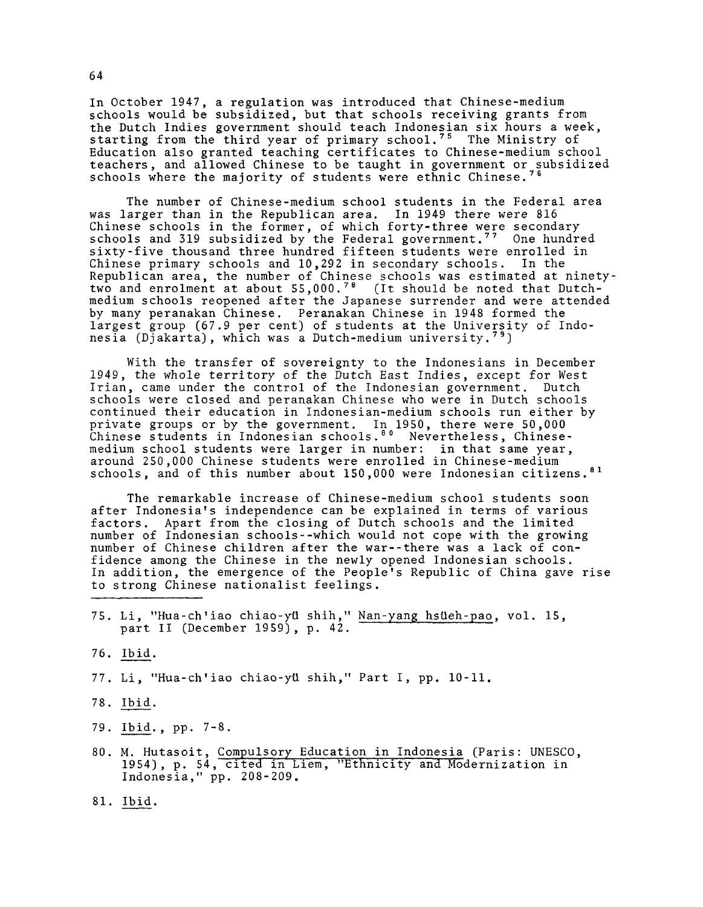In October 1947, a regulation was introduced that Chinese-medium schools would be subsidized, but that schools receiving grants from the Dutch Indies government should teach Indonesian six hours a week, starting from the third year of primary school.[75] The Ministry of Education also granted teaching certificates to Chinese-medium school teachers, and allowed Chinese to be taught in government or subsidized schools where the majority of students were ethnic Chinese.[76]

The number of Chinese-medium school students in the Federal area was larger than in the Republican area. In 1949 there were 816 Chinese schools in the former, of which forty-three were secondary schools and 319 subsidized by the Federal government.[77] One hundred sixty-five thousand three hundred fifteen students were enrolled in Chinese primary schools and 10,292 in secondary schools. In the Republican area, the number of Chinese schools was estimated at ninety-two and enrolment at about 55,000.[78] (It should be noted that Dutch-medium schools reopened after the Japanese surrender and were attended by many peranakan Chinese. Peranakan Chinese in 1948 formed the largest group (67.9 per cent) of students at the University of Indonesia (Djakarta), which was a Dutch-medium university.[79])

With the transfer of sovereignty to the Indonesians in December 1949, the whole territory of the Dutch East Indies, except for West Irian, came under the control of the Indonesian government. Dutch schools were closed and peranakan Chinese who were in Dutch schools continued their education in Indonesian-medium schools run either by private groups or by the government. In 1950, there were 50,000 Chinese students in Indonesian schools.[80] Nevertheless, Chinese-medium school students were larger in number: in that same year, around 250,000 Chinese students were enrolled in Chinese-medium schools, and of this number about 150,000 were Indonesian citizens.[81]

The remarkable increase of Chinese-medium school students soon after Indonesia's independence can be explained in terms of various factors. Apart from the closing of Dutch schools and the limited number of Indonesian schools--which would not cope with the growing number of Chinese children after the war--there was a lack of confidence among the Chinese in the newly opened Indonesian schools. In addition, the emergence of the People's Republic of China gave rise to strong Chinese nationalist feelings.

---

75. Li, "Hua-ch'iao chiao-yü shih," Nan-yang hsüeh-pao, vol. 15, part II (December 1959), p. 42.

76. Ibid.

77. Li, "Hua-ch'iao chiao-yü shih," Part I, pp. 10-11.

78. Ibid.

79. Ibid., pp. 7-8.

80. M. Hutasoit, Compulsory Education in Indonesia (Paris: UNESCO, 1954), p. 54, cited in Liem, "Ethnicity and Modernization in Indonesia," pp. 208-209.

81. Ibid.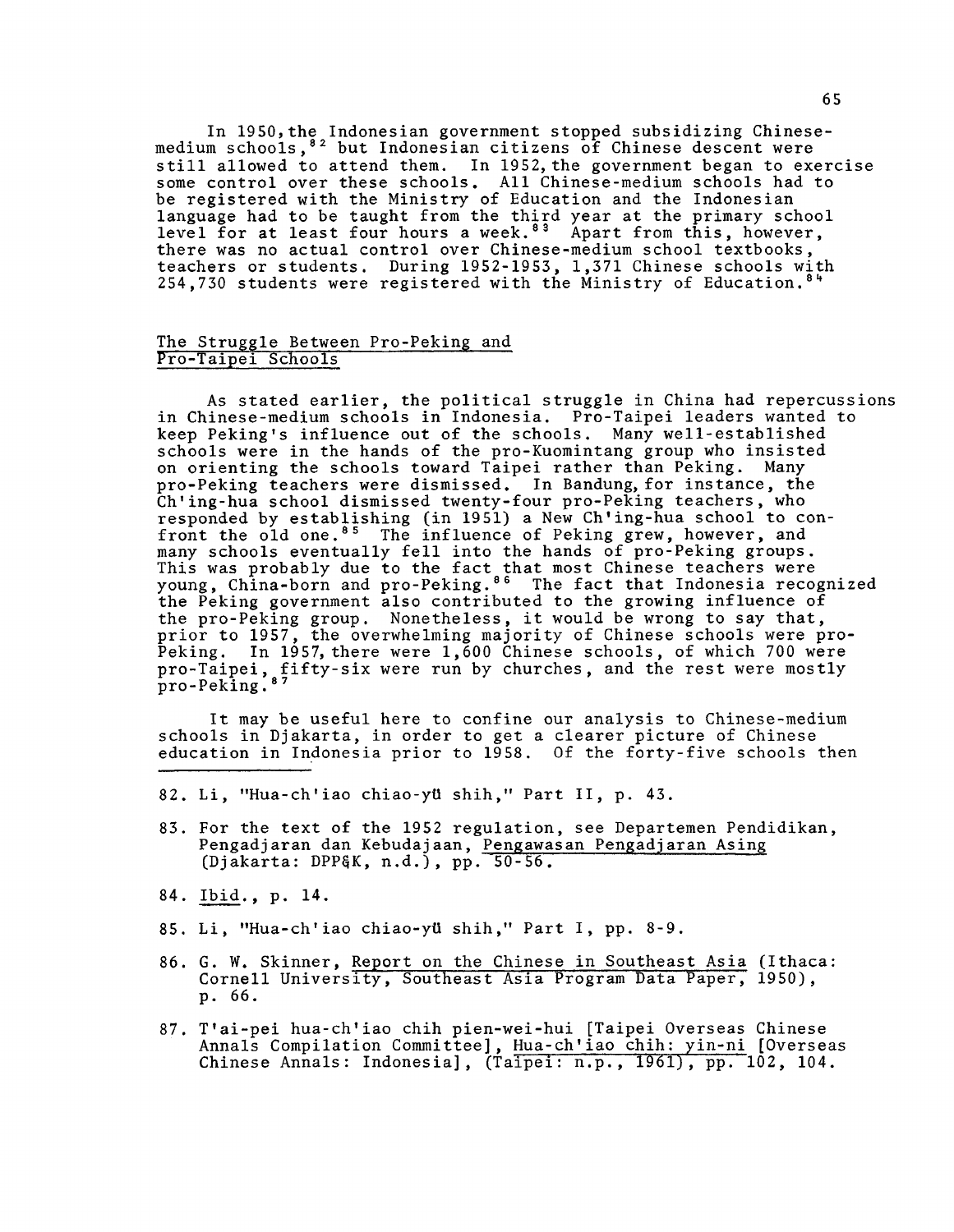In 1950, the Indonesian government stopped subsidizing Chinese-medium schools,[82] but Indonesian citizens of Chinese descent were still allowed to attend them. In 1952, the government began to exercise some control over these schools. All Chinese-medium schools had to be registered with the Ministry of Education and the Indonesian language had to be taught from the third year at the primary school level for at least four hours a week.[83] Apart from this, however, there was no actual control over Chinese-medium school textbooks, teachers or students. During 1952-1953, 1,371 Chinese schools with 254,730 students were registered with the Ministry of Education.[84]

## The Struggle Between Pro-Peking and Pro-Taipei Schools

As stated earlier, the political struggle in China had repercussions in Chinese-medium schools in Indonesia. Pro-Taipei leaders wanted to keep Peking's influence out of the schools. Many well-established schools were in the hands of the pro-Kuomintang group who insisted on orienting the schools toward Taipei rather than Peking. Many pro-Peking teachers were dismissed. In Bandung, for instance, the Ch'ing-hua school dismissed twenty-four pro-Peking teachers, who responded by establishing (in 1951) a New Ch'ing-hua school to confront the old one.[85] The influence of Peking grew, however, and many schools eventually fell into the hands of pro-Peking groups. This was probably due to the fact that most Chinese teachers were young, China-born and pro-Peking.[86] The fact that Indonesia recognized the Peking government also contributed to the growing influence of the pro-Peking group. Nonetheless, it would be wrong to say that, prior to 1957, the overwhelming majority of Chinese schools were pro-Peking. In 1957, there were 1,600 Chinese schools, of which 700 were pro-Taipei, fifty-six were run by churches, and the rest were mostly pro-Peking.[87]

It may be useful here to confine our analysis to Chinese-medium schools in Djakarta, in order to get a clearer picture of Chinese education in Indonesia prior to 1958. Of the forty-five schools then

---

82. Li, "Hua-ch'iao chiao-yü shih," Part II, p. 43.

83. For the text of the 1952 regulation, see Departemen Pendidikan, Pengadjaran dan Kebudajaan, Pengawasan Pengadjaran Asing (Djakarta: DPP&K, n.d.), pp. 50-56.

84. Ibid., p. 14.

85. Li, "Hua-ch'iao chiao-yü shih," Part I, pp. 8-9.

86. G. W. Skinner, Report on the Chinese in Southeast Asia (Ithaca: Cornell University, Southeast Asia Program Data Paper, 1950), p. 66.

87. T'ai-pei hua-ch'iao chih pien-wei-hui [Taipei Overseas Chinese Annals Compilation Committee], Hua-ch'iao chih: yin-ni [Overseas Chinese Annals: Indonesia], (Taipei: n.p., 1961), pp. 102, 104.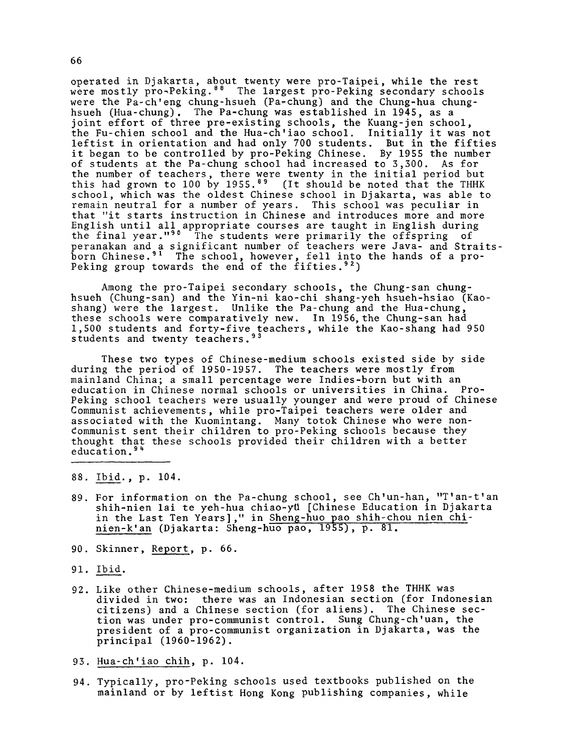operated in Djakarta, about twenty were pro-Taipei, while the rest were mostly pro-Peking.[88] The largest pro-Peking secondary schools were the Pa-ch'eng chung-hsueh (Pa-chung) and the Chung-hua chung-hsueh (Hua-chung). The Pa-chung was established in 1945, as a joint effort of three pre-existing schools, the Kuang-jen school, the Fu-chien school and the Hua-ch'iao school. Initially it was not leftist in orientation and had only 700 students. But in the fifties it began to be controlled by pro-Peking Chinese. By 1955 the number of students at the Pa-chung school had increased to 3,300. As for the number of teachers, there were twenty in the initial period but this had grown to 100 by 1955.[89] (It should be noted that the THHK school, which was the oldest Chinese school in Djakarta, was able to remain neutral for a number of years. This school was peculiar in that "it starts instruction in Chinese and introduces more and more English until all appropriate courses are taught in English during the final year."[90] The students were primarily the offspring of peranakan and a significant number of teachers were Java- and Straits-born Chinese.[91] The school, however, fell into the hands of a pro-Peking group towards the end of the fifties.[92])

Among the pro-Taipei secondary schools, the Chung-san chung-hsueh (Chung-san) and the Yin-ni kao-chi shang-yeh hsueh-hsiao (Kao-shang) were the largest. Unlike the Pa-chung and the Hua-chung, these schools were comparatively new. In 1956, the Chung-san had 1,500 students and forty-five teachers, while the Kao-shang had 950 students and twenty teachers.[93]

These two types of Chinese-medium schools existed side by side during the period of 1950-1957. The teachers were mostly from mainland China; a small percentage were Indies-born but with an education in Chinese normal schools or universities in China. Pro-Peking school teachers were usually younger and were proud of Chinese Communist achievements, while pro-Taipei teachers were older and associated with the Kuomintang. Many totok Chinese who were non-communist sent their children to pro-Peking schools because they thought that these schools provided their children with a better education.[94]

---

88. Ibid., p. 104.

89. For information on the Pa-chung school, see Ch'un-han, "T'an-t'an shih-nien lai te yeh-hua chiao-yü [Chinese Education in Djakarta in the Last Ten Years]," in Sheng-huo pao shih-chou nien chi-nien-k'an (Djakarta: Sheng-huo pao, 1955), p. 81.

90. Skinner, Report, p. 66.

91. Ibid.

92. Like other Chinese-medium schools, after 1958 the THHK was divided in two: there was an Indonesian section (for Indonesian citizens) and a Chinese section (for aliens). The Chinese section was under pro-communist control. Sung Chung-ch'uan, the president of a pro-communist organization in Djakarta, was the principal (1960-1962).

93. Hua-ch'iao chih, p. 104.

94. Typically, pro-Peking schools used textbooks published on the mainland or by leftist Hong Kong publishing companies, while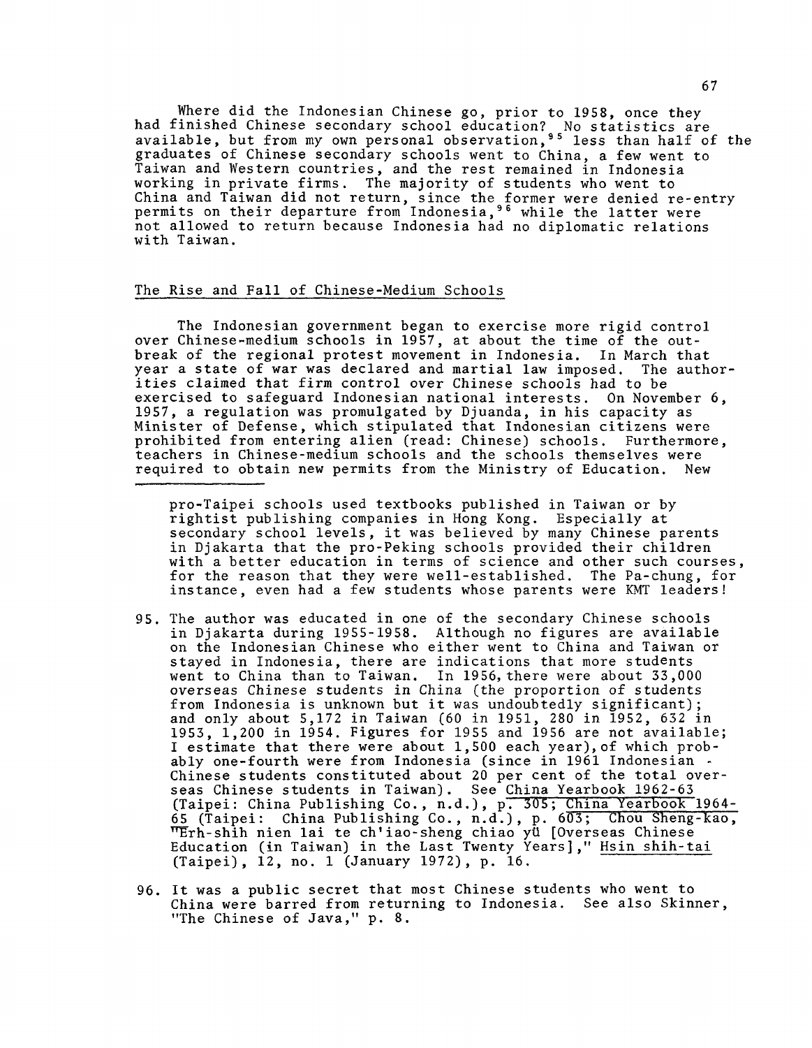Where did the Indonesian Chinese go, prior to 1958, once they had finished Chinese secondary school education? No statistics are available, but from my own personal observation,[95] less than half of the graduates of Chinese secondary schools went to China, a few went to Taiwan and Western countries, and the rest remained in Indonesia working in private firms. The majority of students who went to China and Taiwan did not return, since the former were denied re-entry permits on their departure from Indonesia,[96] while the latter were not allowed to return because Indonesia had no diplomatic relations with Taiwan.

## The Rise and Fall of Chinese-Medium Schools

The Indonesian government began to exercise more rigid control over Chinese-medium schools in 1957, at about the time of the outbreak of the regional protest movement in Indonesia. In March that year a state of war was declared and martial law imposed. The authorities claimed that firm control over Chinese schools had to be exercised to safeguard Indonesian national interests. On November 6, 1957, a regulation was promulgated by Djuanda, in his capacity as Minister of Defense, which stipulated that Indonesian citizens were prohibited from entering alien (read: Chinese) schools. Furthermore, teachers in Chinese-medium schools and the schools themselves were required to obtain new permits from the Ministry of Education. New

---

pro-Taipei schools used textbooks published in Taiwan or by rightist publishing companies in Hong Kong. Especially at secondary school levels, it was believed by many Chinese parents in Djakarta that the pro-Peking schools provided their children with a better education in terms of science and other such courses, for the reason that they were well-established. The Pa-chung, for instance, even had a few students whose parents were KMT leaders!

95. The author was educated in one of the secondary Chinese schools in Djakarta during 1955-1958. Although no figures are available on the Indonesian Chinese who either went to China and Taiwan or stayed in Indonesia, there are indications that more students went to China than to Taiwan. In 1956, there were about 33,000 overseas Chinese students in China (the proportion of students from Indonesia is unknown but it was undoubtedly significant); and only about 5,172 in Taiwan (60 in 1951, 280 in 1952, 632 in 1953, 1,200 in 1954. Figures for 1955 and 1956 are not available; I estimate that there were about 1,500 each year), of which probably one-fourth were from Indonesia (since in 1961 Indonesian Chinese students constituted about 20 per cent of the total overseas Chinese students in Taiwan). See _China Yearbook 1962-63_ (Taipei: China Publishing Co., n.d.), p. 305; _China Yearbook 1964-65_ (Taipei: China Publishing Co., n.d.), p. 603; Chou Sheng-kao, "Erh-shih nien lai te ch'iao-sheng chiao yü [Overseas Chinese Education (in Taiwan) in the Last Twenty Years]," _Hsin shih-tai_ (Taipei), 12, no. 1 (January 1972), p. 16.

96. It was a public secret that most Chinese students who went to China were barred from returning to Indonesia. See also Skinner, "The Chinese of Java," p. 8.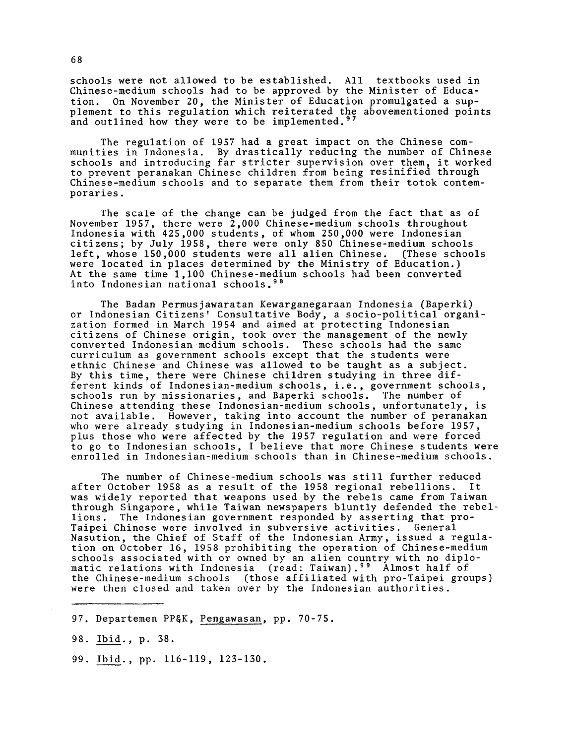schools were not allowed to be established. All textbooks used in Chinese-medium schools had to be approved by the Minister of Education. On November 20, the Minister of Education promulgated a supplement to this regulation which reiterated the abovementioned points and outlined how they were to be implemented.[97]

The regulation of 1957 had a great impact on the Chinese communities in Indonesia. By drastically reducing the number of Chinese schools and introducing far stricter supervision over them, it worked to prevent peranakan Chinese children from being resinified through Chinese-medium schools and to separate them from their totok contemporaries.

The scale of the change can be judged from the fact that as of November 1957, there were 2,000 Chinese-medium schools throughout Indonesia with 425,000 students, of whom 250,000 were Indonesian citizens; by July 1958, there were only 850 Chinese-medium schools left, whose 150,000 students were all alien Chinese. (These schools were located in places determined by the Ministry of Education.) At the same time 1,100 Chinese-medium schools had been converted into Indonesian national schools.[98]

The Badan Permusjawaratan Kewarganegaraan Indonesia (Baperki) or Indonesian Citizens' Consultative Body, a socio-political organization formed in March 1954 and aimed at protecting Indonesian citizens of Chinese origin, took over the management of the newly converted Indonesian-medium schools. These schools had the same curriculum as government schools except that the students were ethnic Chinese and Chinese was allowed to be taught as a subject. By this time, there were Chinese children studying in three different kinds of Indonesian-medium schools, i.e., government schools, schools run by missionaries, and Baperki schools. The number of Chinese attending these Indonesian-medium schools, unfortunately, is not available. However, taking into account the number of peranakan who were already studying in Indonesian-medium schools before 1957, plus those who were affected by the 1957 regulation and were forced to go to Indonesian schools, I believe that more Chinese students were enrolled in Indonesian-medium schools than in Chinese-medium schools.

The number of Chinese-medium schools was still further reduced after October 1958 as a result of the 1958 regional rebellions. It was widely reported that weapons used by the rebels came from Taiwan through Singapore, while Taiwan newspapers bluntly defended the rebellions. The Indonesian government responded by asserting that pro-Taipei Chinese were involved in subversive activities. General Nasution, the Chief of Staff of the Indonesian Army, issued a regulation on October 16, 1958 prohibiting the operation of Chinese-medium schools associated with or owned by an alien country with no diplomatic relations with Indonesia (read: Taiwan).[99] Almost half of the Chinese-medium schools (those affiliated with pro-Taipei groups) were then closed and taken over by the Indonesian authorities.

---

97. Departemen PP&K, Pengawasan, pp. 70-75.

98. Ibid., p. 38.

99. Ibid., pp. 116-119, 123-130.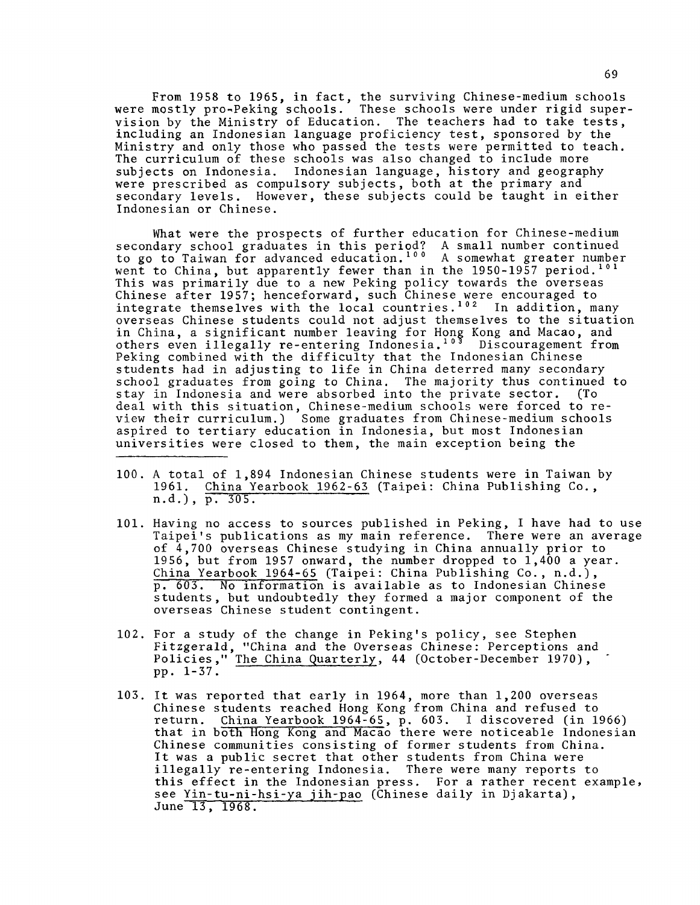From 1958 to 1965, in fact, the surviving Chinese-medium schools were mostly pro-Peking schools. These schools were under rigid supervision by the Ministry of Education. The teachers had to take tests, including an Indonesian language proficiency test, sponsored by the Ministry and only those who passed the tests were permitted to teach. The curriculum of these schools was also changed to include more subjects on Indonesia. Indonesian language, history and geography were prescribed as compulsory subjects, both at the primary and secondary levels. However, these subjects could be taught in either Indonesian or Chinese.

What were the prospects of further education for Chinese-medium secondary school graduates in this period? A small number continued to go to Taiwan for advanced education.[100] A somewhat greater number went to China, but apparently fewer than in the 1950-1957 period.[101] This was primarily due to a new Peking policy towards the overseas Chinese after 1957; henceforward, such Chinese were encouraged to integrate themselves with the local countries.[102] In addition, many overseas Chinese students could not adjust themselves to the situation in China, a significant number leaving for Hong Kong and Macao, and others even illegally re-entering Indonesia.[103] Discouragement from Peking combined with the difficulty that the Indonesian Chinese students had in adjusting to life in China deterred many secondary school graduates from going to China. The majority thus continued to stay in Indonesia and were absorbed into the private sector. (To deal with this situation, Chinese-medium schools were forced to review their curriculum.) Some graduates from Chinese-medium schools aspired to tertiary education in Indonesia, but most Indonesian universities were closed to them, the main exception being the

---

100. A total of 1,894 Indonesian Chinese students were in Taiwan by 1961. China Yearbook 1962-63 (Taipei: China Publishing Co., n.d.), p. 305.

101. Having no access to sources published in Peking, I have had to use Taipei's publications as my main reference. There were an average of 4,700 overseas Chinese studying in China annually prior to 1956, but from 1957 onward, the number dropped to 1,400 a year. China Yearbook 1964-65 (Taipei: China Publishing Co., n.d.), p. 603. No information is available as to Indonesian Chinese students, but undoubtedly they formed a major component of the overseas Chinese student contingent.

102. For a study of the change in Peking's policy, see Stephen Fitzgerald, "China and the Overseas Chinese: Perceptions and Policies," The China Quarterly, 44 (October-December 1970), pp. 1-37.

103. It was reported that early in 1964, more than 1,200 overseas Chinese students reached Hong Kong from China and refused to return. China Yearbook 1964-65, p. 603. I discovered (in 1966) that in both Hong Kong and Macao there were noticeable Indonesian Chinese communities consisting of former students from China. It was a public secret that other students from China were illegally re-entering Indonesia. There were many reports to this effect in the Indonesian press. For a rather recent example, see Yin-tu-ni-hsi-ya jih-pao (Chinese daily in Djakarta), June 13, 1968.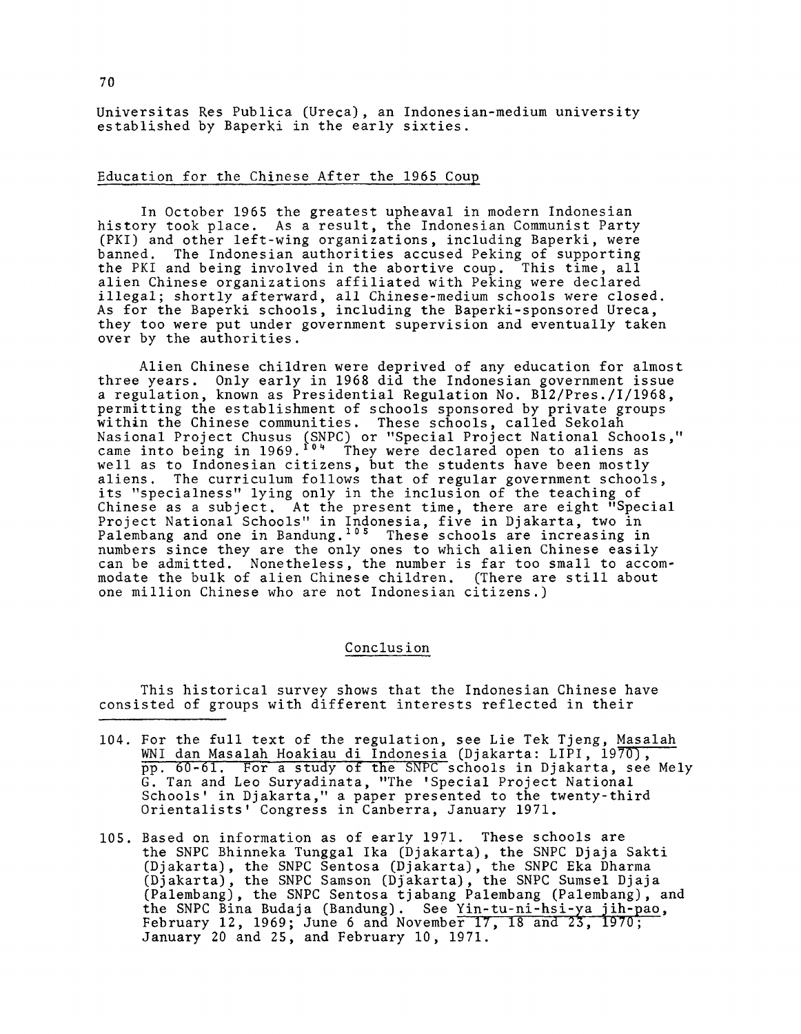Universitas Res Publica (Ureca), an Indonesian-medium university established by Baperki in the early sixties.

## Education for the Chinese After the 1965 Coup

In October 1965 the greatest upheaval in modern Indonesian history took place. As a result, the Indonesian Communist Party (PKI) and other left-wing organizations, including Baperki, were banned. The Indonesian authorities accused Peking of supporting the PKI and being involved in the abortive coup. This time, all alien Chinese organizations affiliated with Peking were declared illegal; shortly afterward, all Chinese-medium schools were closed. As for the Baperki schools, including the Baperki-sponsored Ureca, they too were put under government supervision and eventually taken over by the authorities.

Alien Chinese children were deprived of any education for almost three years. Only early in 1968 did the Indonesian government issue a regulation, known as Presidential Regulation No. B12/Pres./I/1968, permitting the establishment of schools sponsored by private groups within the Chinese communities. These schools, called Sekolah Nasional Project Chusus (SNPC) or "Special Project National Schools," came into being in 1969.[104] They were declared open to aliens as well as to Indonesian citizens, but the students have been mostly aliens. The curriculum follows that of regular government schools, its "specialness" lying only in the inclusion of the teaching of Chinese as a subject. At the present time, there are eight "Special Project National Schools" in Indonesia, five in Djakarta, two in Palembang and one in Bandung.[105] These schools are increasing in numbers since they are the only ones to which alien Chinese easily can be admitted. Nonetheless, the number is far too small to accommodate the bulk of alien Chinese children. (There are still about one million Chinese who are not Indonesian citizens.)

## Conclusion

This historical survey shows that the Indonesian Chinese have consisted of groups with different interests reflected in their

---

104. For the full text of the regulation, see Lie Tek Tjeng, Masalah WNI dan Masalah Hoakiau di Indonesia (Djakarta: LIPI, 1970), pp. 60-61. For a study of the SNPC schools in Djakarta, see Mely G. Tan and Leo Suryadinata, "The 'Special Project National Schools' in Djakarta," a paper presented to the twenty-third Orientalists' Congress in Canberra, January 1971.

105. Based on information as of early 1971. These schools are the SNPC Bhinneka Tunggal Ika (Djakarta), the SNPC Djaja Sakti (Djakarta), the SNPC Sentosa (Djakarta), the SNPC Eka Dharma (Djakarta), the SNPC Samson (Djakarta), the SNPC Sumsel Djaja (Palembang), the SNPC Sentosa tjabang Palembang (Palembang), and the SNPC Bina Budaja (Bandung). See Yin-tu-ni-hsi-ya jih-pao, February 12, 1969; June 6 and November 17, 18 and 23, 1970; January 20 and 25, and February 10, 1971.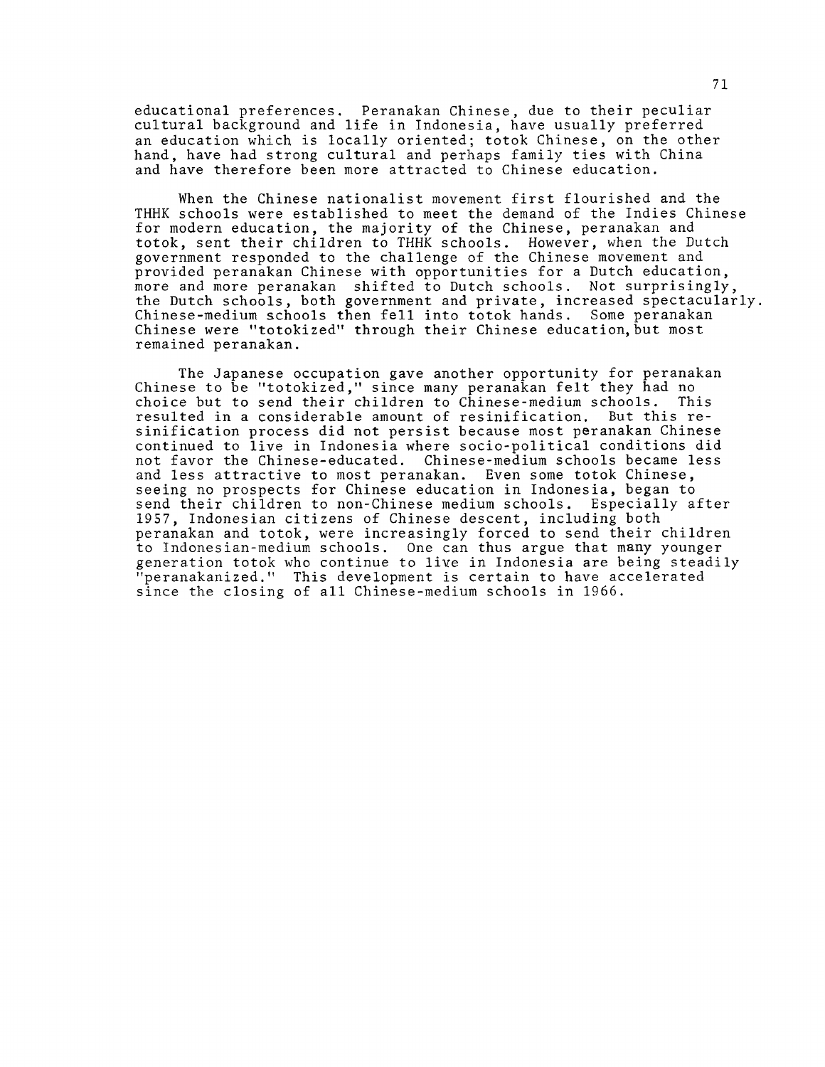educational preferences. Peranakan Chinese, due to their peculiar cultural background and life in Indonesia, have usually preferred an education which is locally oriented; totok Chinese, on the other hand, have had strong cultural and perhaps family ties with China and have therefore been more attracted to Chinese education.

When the Chinese nationalist movement first flourished and the THHK schools were established to meet the demand of the Indies Chinese for modern education, the majority of the Chinese, peranakan and totok, sent their children to THHK schools. However, when the Dutch government responded to the challenge of the Chinese movement and provided peranakan Chinese with opportunities for a Dutch education, more and more peranakan shifted to Dutch schools. Not surprisingly, the Dutch schools, both government and private, increased spectacularly. Chinese-medium schools then fell into totok hands. Some peranakan Chinese were "totokized" through their Chinese education, but most remained peranakan.

The Japanese occupation gave another opportunity for peranakan Chinese to be "totokized," since many peranakan felt they had no choice but to send their children to Chinese-medium schools. This resulted in a considerable amount of resinification. But this resinification process did not persist because most peranakan Chinese continued to live in Indonesia where socio-political conditions did not favor the Chinese-educated. Chinese-medium schools became less and less attractive to most peranakan. Even some totok Chinese, seeing no prospects for Chinese education in Indonesia, began to send their children to non-Chinese medium schools. Especially after 1957, Indonesian citizens of Chinese descent, including both peranakan and totok, were increasingly forced to send their children to Indonesian-medium schools. One can thus argue that many younger generation totok who continue to live in Indonesia are being steadily "peranakanized." This development is certain to have accelerated since the closing of all Chinese-medium schools in 1966.